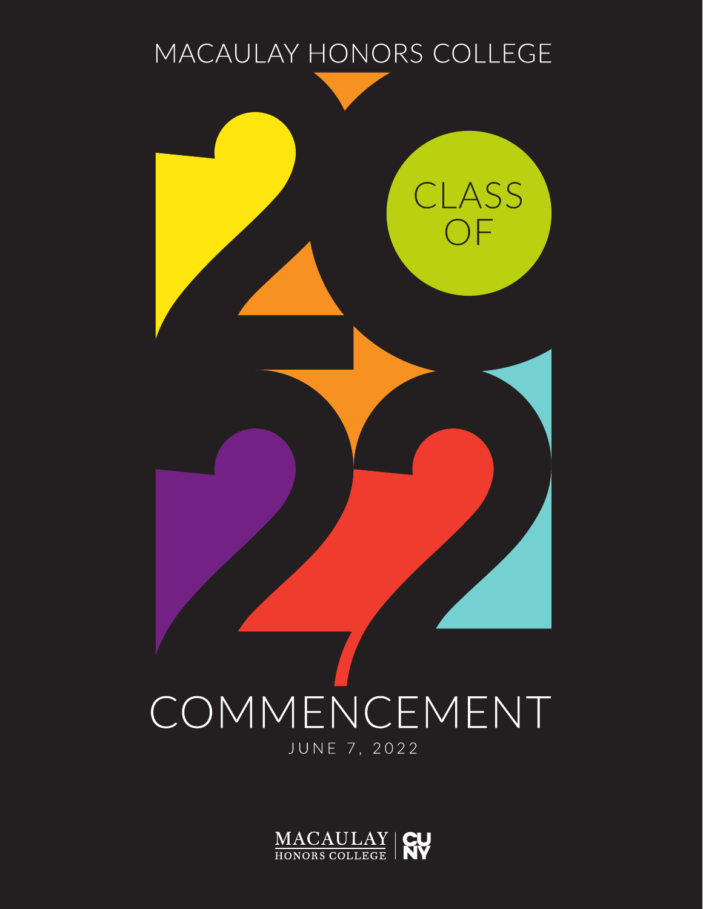MACAULAY HONORS COLLEGE

CLASS OF

2022

# COMMENCEMENT

JUNE 7, 2022

MACAULAY HONORS COLLEGE | CUNY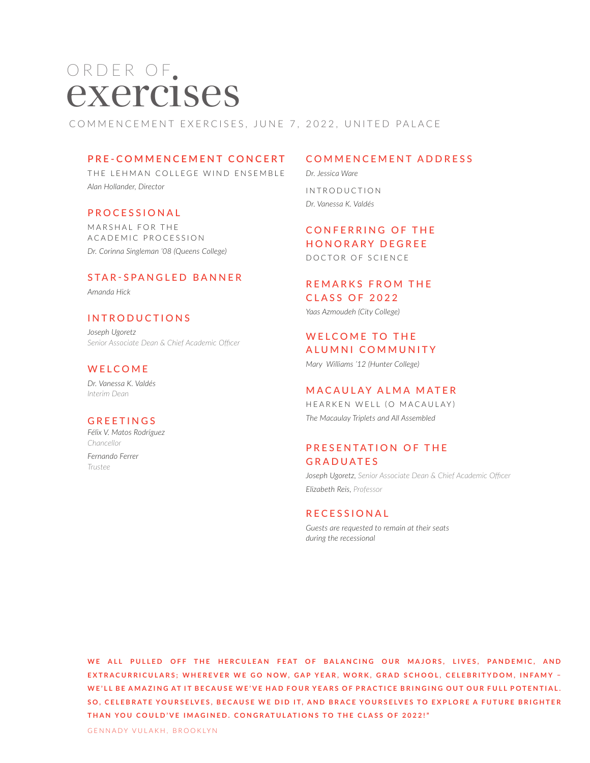# ORDER OF exercises

COMMENCEMENT EXERCISES, JUNE 7, 2022, UNITED PALACE

## PRE-COMMENCEMENT CONCERT

THE LEHMAN COLLEGE WIND ENSEMBLE

*Alan Hollander, Director*

## PROCESSIONAL

MARSHAL FOR THE ACADEMIC PROCESSION

*Dr. Corinna Singleman '08 (Queens College)*

## STAR-SPANGLED BANNER

*Amanda Hick*

## INTRODUCTIONS

*Joseph Ugoretz*
*Senior Associate Dean & Chief Academic Officer*

## WELCOME

*Dr. Vanessa K. Valdés*
*Interim Dean*

## GREETINGS

*Félix V. Matos Rodríguez*
*Chancellor*

*Fernando Ferrer*
*Trustee*

## COMMENCEMENT ADDRESS

*Dr. Jessica Ware*

INTRODUCTION

*Dr. Vanessa K. Valdés*

## CONFERRING OF THE HONORARY DEGREE

DOCTOR OF SCIENCE

## REMARKS FROM THE CLASS OF 2022

*Yaas Azmoudeh (City College)*

## WELCOME TO THE ALUMNI COMMUNITY

*Mary Williams '12 (Hunter College)*

## MACAULAY ALMA MATER

HEARKEN WELL (O MACAULAY)

*The Macaulay Triplets and All Assembled*

## PRESENTATION OF THE GRADUATES

*Joseph Ugoretz, Senior Associate Dean & Chief Academic Officer*

*Elizabeth Reis, Professor*

## RECESSIONAL

*Guests are requested to remain at their seats during the recessional*

**WE ALL PULLED OFF THE HERCULEAN FEAT OF BALANCING OUR MAJORS, LIVES, PANDEMIC, AND EXTRACURRICULARS; WHEREVER WE GO NOW, GAP YEAR, WORK, GRAD SCHOOL, CELEBRITYDOM, INFAMY – WE'LL BE AMAZING AT IT BECAUSE WE'VE HAD FOUR YEARS OF PRACTICE BRINGING OUT OUR FULL POTENTIAL. SO, CELEBRATE YOURSELVES, BECAUSE WE DID IT, AND BRACE YOURSELVES TO EXPLORE A FUTURE BRIGHTER THAN YOU COULD'VE IMAGINED. CONGRATULATIONS TO THE CLASS OF 2022!"**

GENNADY VULAKH, BROOKLYN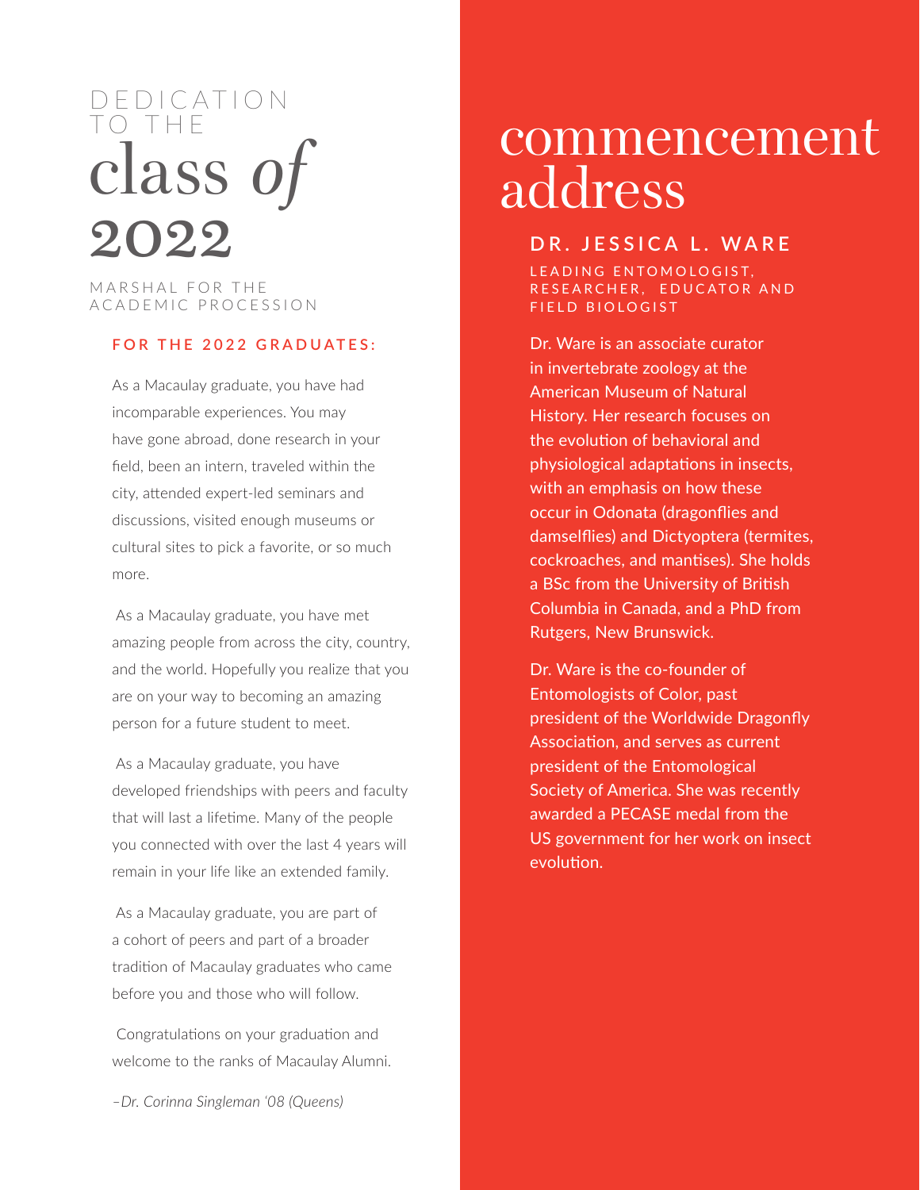# DEDICATION TO THE class *of* 2022

MARSHAL FOR THE ACADEMIC PROCESSION

**FOR THE 2022 GRADUATES:**

As a Macaulay graduate, you have had incomparable experiences. You may have gone abroad, done research in your field, been an intern, traveled within the city, attended expert-led seminars and discussions, visited enough museums or cultural sites to pick a favorite, or so much more.

As a Macaulay graduate, you have met amazing people from across the city, country, and the world. Hopefully you realize that you are on your way to becoming an amazing person for a future student to meet.

As a Macaulay graduate, you have developed friendships with peers and faculty that will last a lifetime. Many of the people you connected with over the last 4 years will remain in your life like an extended family.

As a Macaulay graduate, you are part of a cohort of peers and part of a broader tradition of Macaulay graduates who came before you and those who will follow.

Congratulations on your graduation and welcome to the ranks of Macaulay Alumni.

*–Dr. Corinna Singleman '08 (Queens)*

# commencement address

## DR. JESSICA L. WARE

LEADING ENTOMOLOGIST, RESEARCHER, EDUCATOR AND FIELD BIOLOGIST

Dr. Ware is an associate curator in invertebrate zoology at the American Museum of Natural History. Her research focuses on the evolution of behavioral and physiological adaptations in insects, with an emphasis on how these occur in Odonata (dragonflies and damselflies) and Dictyoptera (termites, cockroaches, and mantises). She holds a BSc from the University of British Columbia in Canada, and a PhD from Rutgers, New Brunswick.

Dr. Ware is the co-founder of Entomologists of Color, past president of the Worldwide Dragonfly Association, and serves as current president of the Entomological Society of America. She was recently awarded a PECASE medal from the US government for her work on insect evolution.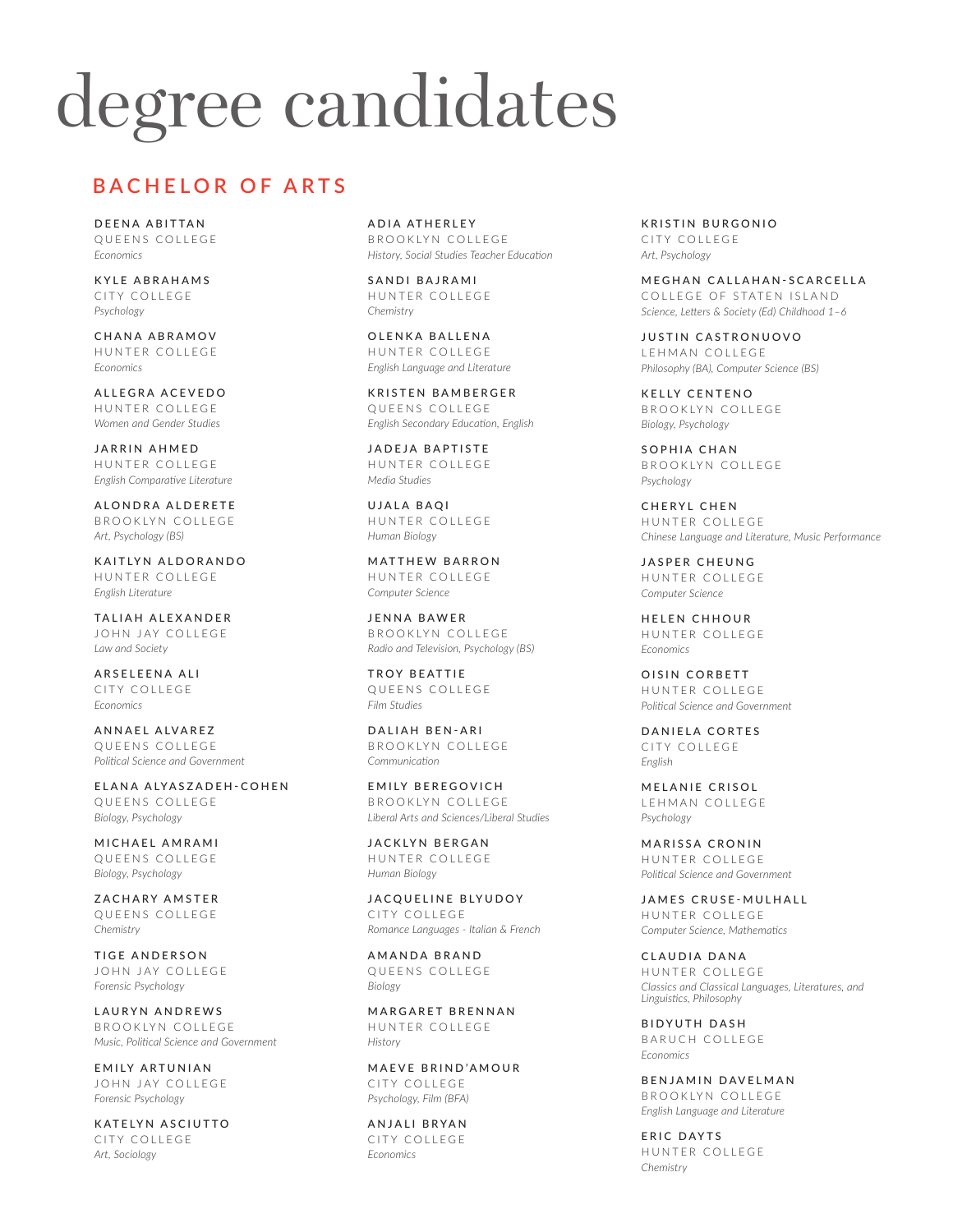# degree candidates

## BACHELOR OF ARTS

DEENA ABITTAN
QUEENS COLLEGE
*Economics*

KYLE ABRAHAMS
CITY COLLEGE
*Psychology*

CHANA ABRAMOV
HUNTER COLLEGE
*Economics*

ALLEGRA ACEVEDO
HUNTER COLLEGE
*Women and Gender Studies*

JARRIN AHMED
HUNTER COLLEGE
*English Comparative Literature*

ALONDRA ALDERETE
BROOKLYN COLLEGE
*Art, Psychology (BS)*

KAITLYN ALDORANDO
HUNTER COLLEGE
*English Literature*

TALIAH ALEXANDER
JOHN JAY COLLEGE
*Law and Society*

ARSELEENA ALI
CITY COLLEGE
*Economics*

ANNAEL ALVAREZ
QUEENS COLLEGE
*Political Science and Government*

ELANA ALYASZADEH-COHEN
QUEENS COLLEGE
*Biology, Psychology*

MICHAEL AMRAMI
QUEENS COLLEGE
*Biology, Psychology*

ZACHARY AMSTER
QUEENS COLLEGE
*Chemistry*

TIGE ANDERSON
JOHN JAY COLLEGE
*Forensic Psychology*

LAURYN ANDREWS
BROOKLYN COLLEGE
*Music, Political Science and Government*

EMILY ARTUNIAN
JOHN JAY COLLEGE
*Forensic Psychology*

KATELYN ASCIUTTO
CITY COLLEGE
*Art, Sociology*

ADIA ATHERLEY
BROOKLYN COLLEGE
*History, Social Studies Teacher Education*

SANDI BAJRAMI
HUNTER COLLEGE
*Chemistry*

OLENKA BALLENA
HUNTER COLLEGE
*English Language and Literature*

KRISTEN BAMBERGER
QUEENS COLLEGE
*English Secondary Education, English*

JADEJA BAPTISTE
HUNTER COLLEGE
*Media Studies*

UJALA BAQI
HUNTER COLLEGE
*Human Biology*

MATTHEW BARRON
HUNTER COLLEGE
*Computer Science*

JENNA BAWER
BROOKLYN COLLEGE
*Radio and Television, Psychology (BS)*

TROY BEATTIE
QUEENS COLLEGE
*Film Studies*

DALIAH BEN-ARI
BROOKLYN COLLEGE
*Communication*

EMILY BEREGOVICH
BROOKLYN COLLEGE
*Liberal Arts and Sciences/Liberal Studies*

JACKLYN BERGAN
HUNTER COLLEGE
*Human Biology*

JACQUELINE BLYUDOY
CITY COLLEGE
*Romance Languages - Italian & French*

AMANDA BRAND
QUEENS COLLEGE
*Biology*

MARGARET BRENNAN
HUNTER COLLEGE
*History*

MAEVE BRIND'AMOUR
CITY COLLEGE
*Psychology, Film (BFA)*

ANJALI BRYAN
CITY COLLEGE
*Economics*

KRISTIN BURGONIO
CITY COLLEGE
*Art, Psychology*

MEGHAN CALLAHAN-SCARCELLA
COLLEGE OF STATEN ISLAND
*Science, Letters & Society (Ed) Childhood 1–6*

JUSTIN CASTRONUOVO
LEHMAN COLLEGE
*Philosophy (BA), Computer Science (BS)*

KELLY CENTENO
BROOKLYN COLLEGE
*Biology, Psychology*

SOPHIA CHAN
BROOKLYN COLLEGE
*Psychology*

CHERYL CHEN
HUNTER COLLEGE
*Chinese Language and Literature, Music Performance*

JASPER CHEUNG
HUNTER COLLEGE
*Computer Science*

HELEN CHHOUR
HUNTER COLLEGE
*Economics*

OISIN CORBETT
HUNTER COLLEGE
*Political Science and Government*

DANIELA CORTES
CITY COLLEGE
*English*

MELANIE CRISOL
LEHMAN COLLEGE
*Psychology*

MARISSA CRONIN
HUNTER COLLEGE
*Political Science and Government*

JAMES CRUSE-MULHALL
HUNTER COLLEGE
*Computer Science, Mathematics*

CLAUDIA DANA
HUNTER COLLEGE
*Classics and Classical Languages, Literatures, and Linguistics, Philosophy*

BIDYUTH DASH
BARUCH COLLEGE
*Economics*

BENJAMIN DAVELMAN
BROOKLYN COLLEGE
*English Language and Literature*

ERIC DAYTS
HUNTER COLLEGE
*Chemistry*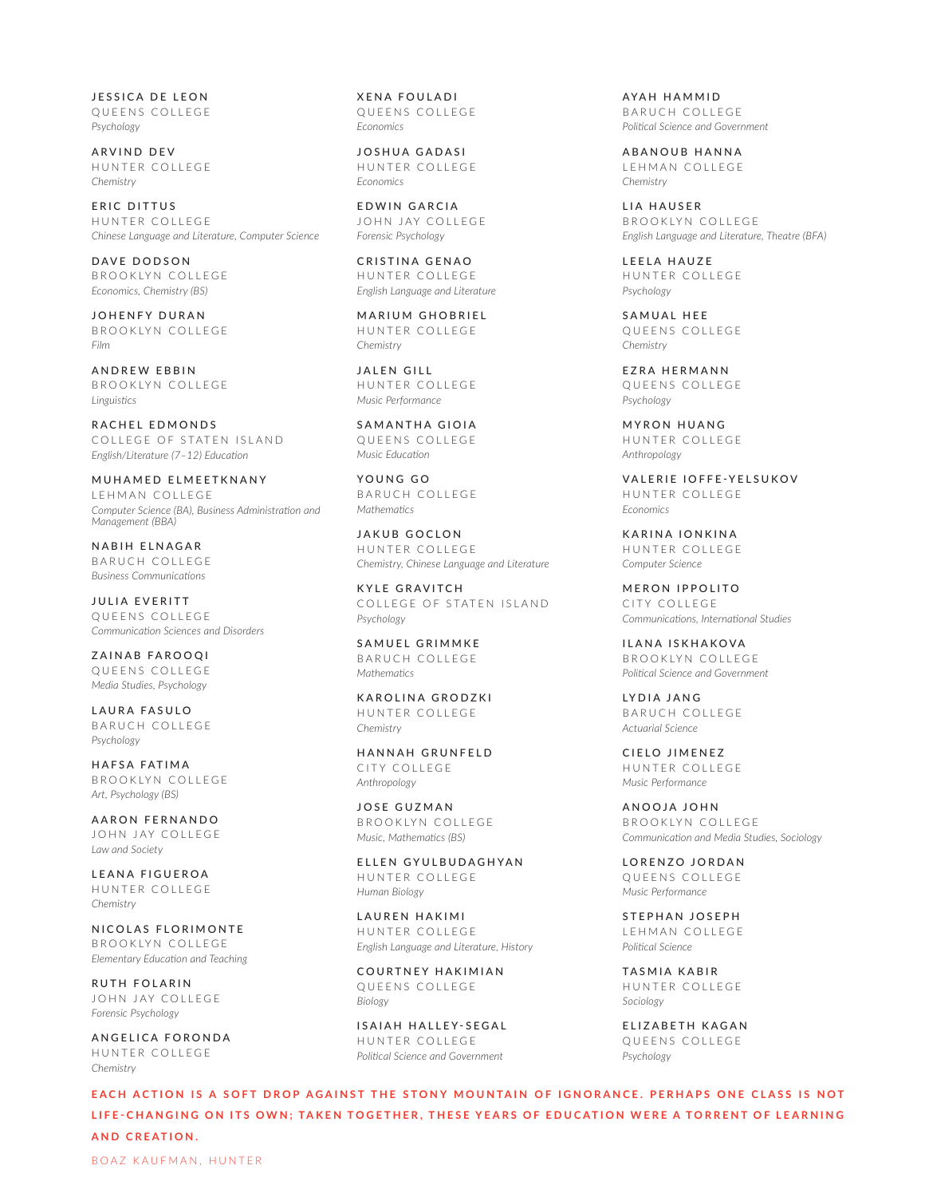**JESSICA DE LEON**
QUEENS COLLEGE
*Psychology*

**ARVIND DEV**
HUNTER COLLEGE
*Chemistry*

**ERIC DITTUS**
HUNTER COLLEGE
*Chinese Language and Literature, Computer Science*

**DAVE DODSON**
BROOKLYN COLLEGE
*Economics, Chemistry (BS)*

**JOHENFY DURAN**
BROOKLYN COLLEGE
*Film*

**ANDREW EBBIN**
BROOKLYN COLLEGE
*Linguistics*

**RACHEL EDMONDS**
COLLEGE OF STATEN ISLAND
*English/Literature (7–12) Education*

**MUHAMED ELMEETKNANY**
LEHMAN COLLEGE
*Computer Science (BA), Business Administration and Management (BBA)*

**NABIH ELNAGAR**
BARUCH COLLEGE
*Business Communications*

**JULIA EVERITT**
QUEENS COLLEGE
*Communication Sciences and Disorders*

**ZAINAB FAROOQI**
QUEENS COLLEGE
*Media Studies, Psychology*

**LAURA FASULO**
BARUCH COLLEGE
*Psychology*

**HAFSA FATIMA**
BROOKLYN COLLEGE
*Art, Psychology (BS)*

**AARON FERNANDO**
JOHN JAY COLLEGE
*Law and Society*

**LEANA FIGUEROA**
HUNTER COLLEGE
*Chemistry*

**NICOLAS FLORIMONTE**
BROOKLYN COLLEGE
*Elementary Education and Teaching*

**RUTH FOLARIN**
JOHN JAY COLLEGE
*Forensic Psychology*

**ANGELICA FORONDA**
HUNTER COLLEGE
*Chemistry*

**XENA FOULADI**
QUEENS COLLEGE
*Economics*

**JOSHUA GADASI**
HUNTER COLLEGE
*Economics*

**EDWIN GARCIA**
JOHN JAY COLLEGE
*Forensic Psychology*

**CRISTINA GENAO**
HUNTER COLLEGE
*English Language and Literature*

**MARIUM GHOBRIEL**
HUNTER COLLEGE
*Chemistry*

**JALEN GILL**
HUNTER COLLEGE
*Music Performance*

**SAMANTHA GIOIA**
QUEENS COLLEGE
*Music Education*

**YOUNG GO**
BARUCH COLLEGE
*Mathematics*

**JAKUB GOCLON**
HUNTER COLLEGE
*Chemistry, Chinese Language and Literature*

**KYLE GRAVITCH**
COLLEGE OF STATEN ISLAND
*Psychology*

**SAMUEL GRIMMKE**
BARUCH COLLEGE
*Mathematics*

**KAROLINA GRODZKI**
HUNTER COLLEGE
*Chemistry*

**HANNAH GRUNFELD**
CITY COLLEGE
*Anthropology*

**JOSE GUZMAN**
BROOKLYN COLLEGE
*Music, Mathematics (BS)*

**ELLEN GYULBUDAGHYAN**
HUNTER COLLEGE
*Human Biology*

**LAUREN HAKIMI**
HUNTER COLLEGE
*English Language and Literature, History*

**COURTNEY HAKIMIAN**
QUEENS COLLEGE
*Biology*

**ISAIAH HALLEY-SEGAL**
HUNTER COLLEGE
*Political Science and Government*

**AYAH HAMMID**
BARUCH COLLEGE
*Political Science and Government*

**ABANOUB HANNA**
LEHMAN COLLEGE
*Chemistry*

**LIA HAUSER**
BROOKLYN COLLEGE
*English Language and Literature, Theatre (BFA)*

**LEELA HAUZE**
HUNTER COLLEGE
*Psychology*

**SAMUAL HEE**
QUEENS COLLEGE
*Chemistry*

**EZRA HERMANN**
QUEENS COLLEGE
*Psychology*

**MYRON HUANG**
HUNTER COLLEGE
*Anthropology*

**VALERIE IOFFE-YELSUKOV**
HUNTER COLLEGE
*Economics*

**KARINA IONKINA**
HUNTER COLLEGE
*Computer Science*

**MERON IPPOLITO**
CITY COLLEGE
*Communications, International Studies*

**ILANA ISKHAKOVA**
BROOKLYN COLLEGE
*Political Science and Government*

**LYDIA JANG**
BARUCH COLLEGE
*Actuarial Science*

**CIELO JIMENEZ**
HUNTER COLLEGE
*Music Performance*

**ANOOJA JOHN**
BROOKLYN COLLEGE
*Communication and Media Studies, Sociology*

**LORENZO JORDAN**
QUEENS COLLEGE
*Music Performance*

**STEPHAN JOSEPH**
LEHMAN COLLEGE
*Political Science*

**TASMIA KABIR**
HUNTER COLLEGE
*Sociology*

**ELIZABETH KAGAN**
QUEENS COLLEGE
*Psychology*

**EACH ACTION IS A SOFT DROP AGAINST THE STONY MOUNTAIN OF IGNORANCE. PERHAPS ONE CLASS IS NOT LIFE-CHANGING ON ITS OWN; TAKEN TOGETHER, THESE YEARS OF EDUCATION WERE A TORRENT OF LEARNING AND CREATION.**

BOAZ KAUFMAN, HUNTER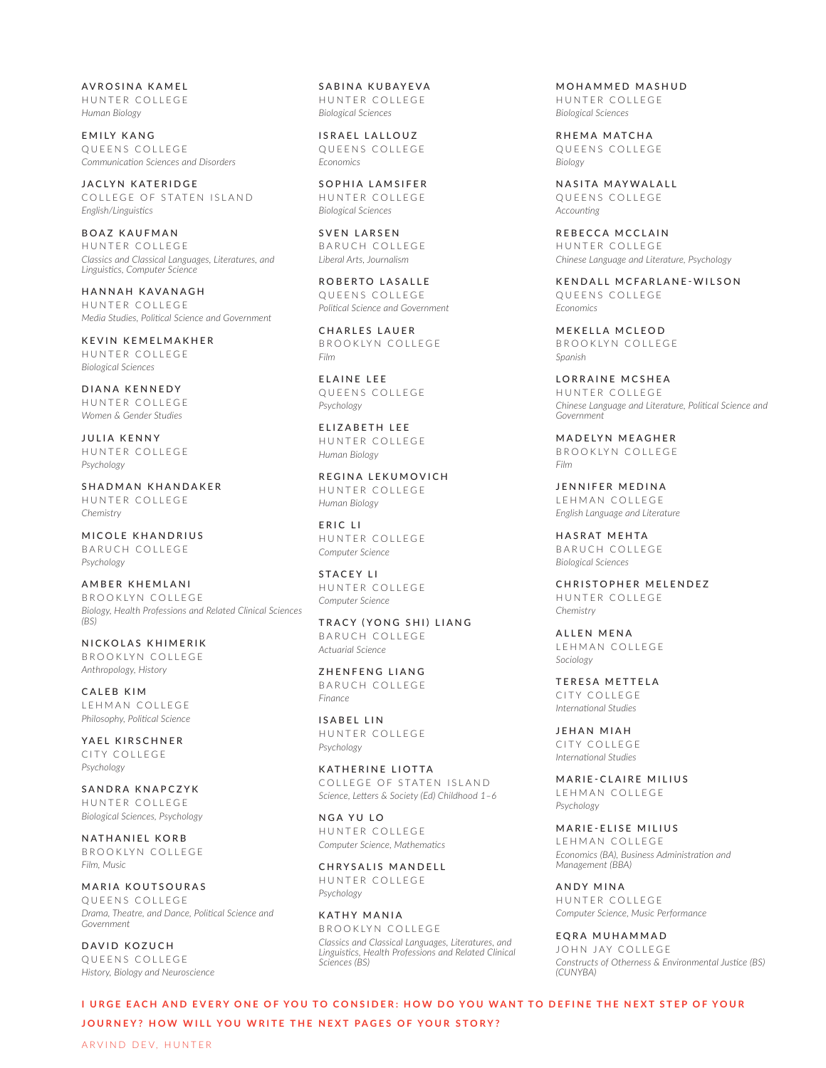**AVROSINA KAMEL**
HUNTER COLLEGE
*Human Biology*

**EMILY KANG**
QUEENS COLLEGE
*Communication Sciences and Disorders*

**JACLYN KATERIDGE**
COLLEGE OF STATEN ISLAND
*English/Linguistics*

**BOAZ KAUFMAN**
HUNTER COLLEGE
*Classics and Classical Languages, Literatures, and Linguistics, Computer Science*

**HANNAH KAVANAGH**
HUNTER COLLEGE
*Media Studies, Political Science and Government*

**KEVIN KEMELMAKHER**
HUNTER COLLEGE
*Biological Sciences*

**DIANA KENNEDY**
HUNTER COLLEGE
*Women & Gender Studies*

**JULIA KENNY**
HUNTER COLLEGE
*Psychology*

**SHADMAN KHANDAKER**
HUNTER COLLEGE
*Chemistry*

**MICOLE KHANDRIUS**
BARUCH COLLEGE
*Psychology*

**AMBER KHEMLANI**
BROOKLYN COLLEGE
*Biology, Health Professions and Related Clinical Sciences (BS)*

**NICKOLAS KHIMERIK**
BROOKLYN COLLEGE
*Anthropology, History*

**CALEB KIM**
LEHMAN COLLEGE
*Philosophy, Political Science*

**YAEL KIRSCHNER**
CITY COLLEGE
*Psychology*

**SANDRA KNAPCZYK**
HUNTER COLLEGE
*Biological Sciences, Psychology*

**NATHANIEL KORB**
BROOKLYN COLLEGE
*Film, Music*

**MARIA KOUTSOURAS**
QUEENS COLLEGE
*Drama, Theatre, and Dance, Political Science and Government*

**DAVID KOZUCH**
QUEENS COLLEGE
*History, Biology and Neuroscience*

**SABINA KUBAYEVA**
HUNTER COLLEGE
*Biological Sciences*

**ISRAEL LALLOUZ**
QUEENS COLLEGE
*Economics*

**SOPHIA LAMSIFER**
HUNTER COLLEGE
*Biological Sciences*

**SVEN LARSEN**
BARUCH COLLEGE
*Liberal Arts, Journalism*

**ROBERTO LASALLE**
QUEENS COLLEGE
*Political Science and Government*

**CHARLES LAUER**
BROOKLYN COLLEGE
*Film*

**ELAINE LEE**
QUEENS COLLEGE
*Psychology*

**ELIZABETH LEE**
HUNTER COLLEGE
*Human Biology*

**REGINA LEKUMOVICH**
HUNTER COLLEGE
*Human Biology*

**ERIC LI**
HUNTER COLLEGE
*Computer Science*

**STACEY LI**
HUNTER COLLEGE
*Computer Science*

**TRACY (YONG SHI) LIANG**
BARUCH COLLEGE
*Actuarial Science*

**ZHENFENG LIANG**
BARUCH COLLEGE
*Finance*

**ISABEL LIN**
HUNTER COLLEGE
*Psychology*

**KATHERINE LIOTTA**
COLLEGE OF STATEN ISLAND
*Science, Letters & Society (Ed) Childhood 1–6*

**NGA YU LO**
HUNTER COLLEGE
*Computer Science, Mathematics*

**CHRYSALIS MANDELL**
HUNTER COLLEGE
*Psychology*

**KATHY MANIA**
BROOKLYN COLLEGE
*Classics and Classical Languages, Literatures, and Linguistics, Health Professions and Related Clinical Sciences (BS)*

**MOHAMMED MASHUD**
HUNTER COLLEGE
*Biological Sciences*

**RHEMA MATCHA**
QUEENS COLLEGE
*Biology*

**NASITA MAYWALALL**
QUEENS COLLEGE
*Accounting*

**REBECCA MCCLAIN**
HUNTER COLLEGE
*Chinese Language and Literature, Psychology*

**KENDALL MCFARLANE-WILSON**
QUEENS COLLEGE
*Economics*

**MEKELLA MCLEOD**
BROOKLYN COLLEGE
*Spanish*

**LORRAINE MCSHEA**
HUNTER COLLEGE
*Chinese Language and Literature, Political Science and Government*

**MADELYN MEAGHER**
BROOKLYN COLLEGE
*Film*

**JENNIFER MEDINA**
LEHMAN COLLEGE
*English Language and Literature*

**HASRAT MEHTA**
BARUCH COLLEGE
*Biological Sciences*

**CHRISTOPHER MELENDEZ**
HUNTER COLLEGE
*Chemistry*

**ALLEN MENA**
LEHMAN COLLEGE
*Sociology*

**TERESA METTELA**
CITY COLLEGE
*International Studies*

**JEHAN MIAH**
CITY COLLEGE
*International Studies*

**MARIE-CLAIRE MILIUS**
LEHMAN COLLEGE
*Psychology*

**MARIE-ELISE MILIUS**
LEHMAN COLLEGE
*Economics (BA), Business Administration and Management (BBA)*

**ANDY MINA**
HUNTER COLLEGE
*Computer Science, Music Performance*

**EQRA MUHAMMAD**
JOHN JAY COLLEGE
*Constructs of Otherness & Environmental Justice (BS) (CUNYBA)*

**I URGE EACH AND EVERY ONE OF YOU TO CONSIDER: HOW DO YOU WANT TO DEFINE THE NEXT STEP OF YOUR JOURNEY? HOW WILL YOU WRITE THE NEXT PAGES OF YOUR STORY?**

ARVIND DEV, HUNTER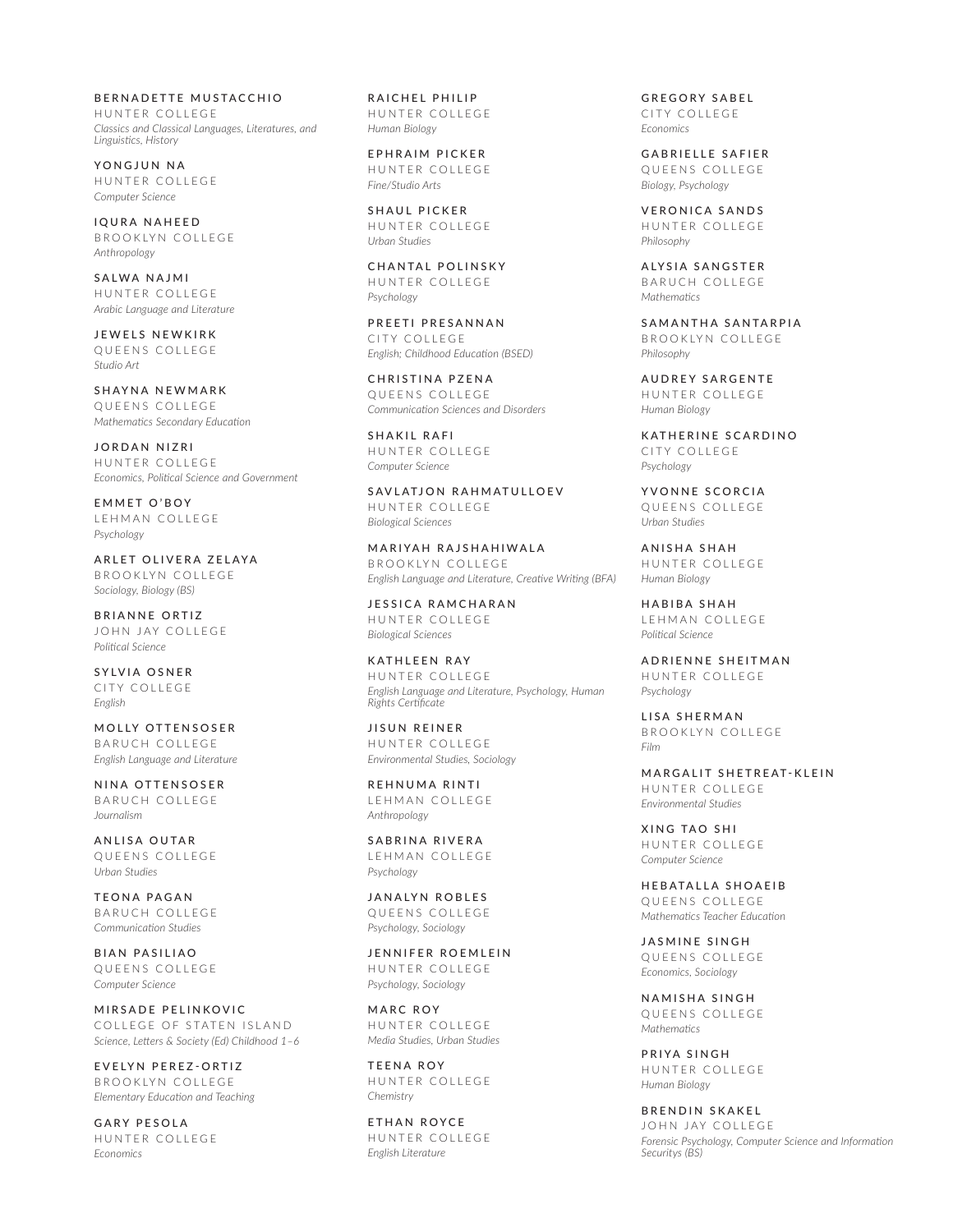**BERNADETTE MUSTACCHIO**
HUNTER COLLEGE
*Classics and Classical Languages, Literatures, and Linguistics, History*

**YONGJUN NA**
HUNTER COLLEGE
*Computer Science*

**IQURA NAHEED**
BROOKLYN COLLEGE
*Anthropology*

**SALWA NAJMI**
HUNTER COLLEGE
*Arabic Language and Literature*

**JEWELS NEWKIRK**
QUEENS COLLEGE
*Studio Art*

**SHAYNA NEWMARK**
QUEENS COLLEGE
*Mathematics Secondary Education*

**JORDAN NIZRI**
HUNTER COLLEGE
*Economics, Political Science and Government*

**EMMET O'BOY**
LEHMAN COLLEGE
*Psychology*

**ARLET OLIVERA ZELAYA**
BROOKLYN COLLEGE
*Sociology, Biology (BS)*

**BRIANNE ORTIZ**
JOHN JAY COLLEGE
*Political Science*

**SYLVIA OSNER**
CITY COLLEGE
*English*

**MOLLY OTTENSOSER**
BARUCH COLLEGE
*English Language and Literature*

**NINA OTTENSOSER**
BARUCH COLLEGE
*Journalism*

**ANLISA OUTAR**
QUEENS COLLEGE
*Urban Studies*

**TEONA PAGAN**
BARUCH COLLEGE
*Communication Studies*

**BIAN PASILIAO**
QUEENS COLLEGE
*Computer Science*

**MIRSADE PELINKOVIC**
COLLEGE OF STATEN ISLAND
*Science, Letters & Society (Ed) Childhood 1–6*

**EVELYN PEREZ-ORTIZ**
BROOKLYN COLLEGE
*Elementary Education and Teaching*

**GARY PESOLA**
HUNTER COLLEGE
*Economics*

**RAICHEL PHILIP**
HUNTER COLLEGE
*Human Biology*

**EPHRAIM PICKER**
HUNTER COLLEGE
*Fine/Studio Arts*

**SHAUL PICKER**
HUNTER COLLEGE
*Urban Studies*

**CHANTAL POLINSKY**
HUNTER COLLEGE
*Psychology*

**PREETI PRESANNAN**
CITY COLLEGE
*English; Childhood Education (BSED)*

**CHRISTINA PZENA**
QUEENS COLLEGE
*Communication Sciences and Disorders*

**SHAKIL RAFI**
HUNTER COLLEGE
*Computer Science*

**SAVLATJON RAHMATULLOEV**
HUNTER COLLEGE
*Biological Sciences*

**MARIYAH RAJSHAHIWALA**
BROOKLYN COLLEGE
*English Language and Literature, Creative Writing (BFA)*

**JESSICA RAMCHARAN**
HUNTER COLLEGE
*Biological Sciences*

**KATHLEEN RAY**
HUNTER COLLEGE
*English Language and Literature, Psychology, Human Rights Certificate*

**JISUN REINER**
HUNTER COLLEGE
*Environmental Studies, Sociology*

**REHNUMA RINTI**
LEHMAN COLLEGE
*Anthropology*

**SABRINA RIVERA**
LEHMAN COLLEGE
*Psychology*

**JANALYN ROBLES**
QUEENS COLLEGE
*Psychology, Sociology*

**JENNIFER ROEMLEIN**
HUNTER COLLEGE
*Psychology, Sociology*

**MARC ROY**
HUNTER COLLEGE
*Media Studies, Urban Studies*

**TEENA ROY**
HUNTER COLLEGE
*Chemistry*

**ETHAN ROYCE**
HUNTER COLLEGE
*English Literature*

**GREGORY SABEL**
CITY COLLEGE
*Economics*

**GABRIELLE SAFIER**
QUEENS COLLEGE
*Biology, Psychology*

**VERONICA SANDS**
HUNTER COLLEGE
*Philosophy*

**ALYSIA SANGSTER**
BARUCH COLLEGE
*Mathematics*

**SAMANTHA SANTARPIA**
BROOKLYN COLLEGE
*Philosophy*

**AUDREY SARGENTE**
HUNTER COLLEGE
*Human Biology*

**KATHERINE SCARDINO**
CITY COLLEGE
*Psychology*

**YVONNE SCORCIA**
QUEENS COLLEGE
*Urban Studies*

**ANISHA SHAH**
HUNTER COLLEGE
*Human Biology*

**HABIBA SHAH**
LEHMAN COLLEGE
*Political Science*

**ADRIENNE SHEITMAN**
HUNTER COLLEGE
*Psychology*

**LISA SHERMAN**
BROOKLYN COLLEGE
*Film*

**MARGALIT SHETREAT-KLEIN**
HUNTER COLLEGE
*Environmental Studies*

**XING TAO SHI**
HUNTER COLLEGE
*Computer Science*

**HEBATALLA SHOAEIB**
QUEENS COLLEGE
*Mathematics Teacher Education*

**JASMINE SINGH**
QUEENS COLLEGE
*Economics, Sociology*

**NAMISHA SINGH**
QUEENS COLLEGE
*Mathematics*

**PRIYA SINGH**
HUNTER COLLEGE
*Human Biology*

**BRENDIN SKAKEL**
JOHN JAY COLLEGE
*Forensic Psychology, Computer Science and Information Securitys (BS)*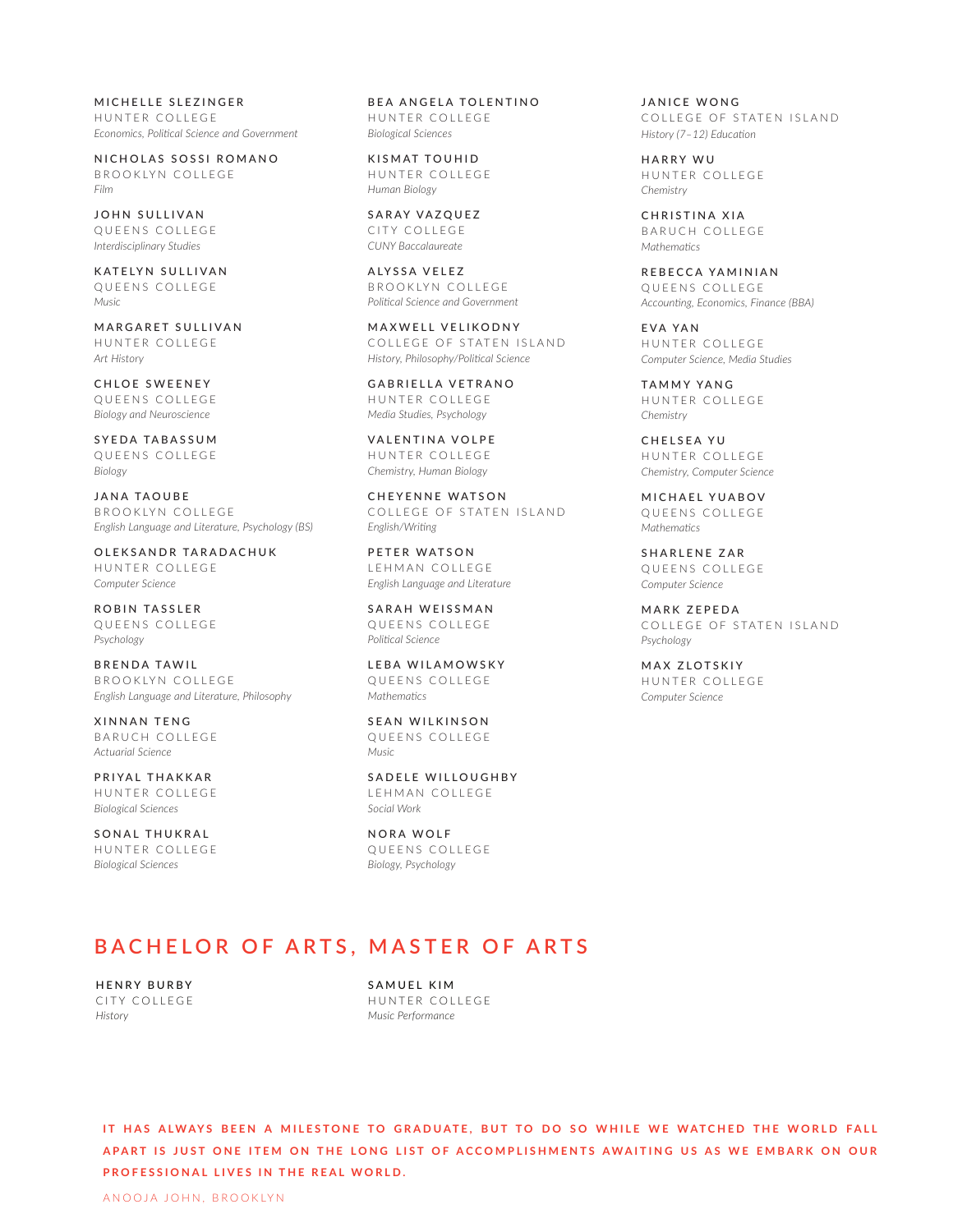**MICHELLE SLEZINGER**
HUNTER COLLEGE
*Economics, Political Science and Government*

**NICHOLAS SOSSI ROMANO**
BROOKLYN COLLEGE
*Film*

**JOHN SULLIVAN**
QUEENS COLLEGE
*Interdisciplinary Studies*

**KATELYN SULLIVAN**
QUEENS COLLEGE
*Music*

**MARGARET SULLIVAN**
HUNTER COLLEGE
*Art History*

**CHLOE SWEENEY**
QUEENS COLLEGE
*Biology and Neuroscience*

**SYEDA TABASSUM**
QUEENS COLLEGE
*Biology*

**JANA TAOUBE**
BROOKLYN COLLEGE
*English Language and Literature, Psychology (BS)*

**OLEKSANDR TARADACHUK**
HUNTER COLLEGE
*Computer Science*

**ROBIN TASSLER**
QUEENS COLLEGE
*Psychology*

**BRENDA TAWIL**
BROOKLYN COLLEGE
*English Language and Literature, Philosophy*

**XINNAN TENG**
BARUCH COLLEGE
*Actuarial Science*

**PRIYAL THAKKAR**
HUNTER COLLEGE
*Biological Sciences*

**SONAL THUKRAL**
HUNTER COLLEGE
*Biological Sciences*

**BEA ANGELA TOLENTINO**
HUNTER COLLEGE
*Biological Sciences*

**KISMAT TOUHID**
HUNTER COLLEGE
*Human Biology*

**SARAY VAZQUEZ**
CITY COLLEGE
*CUNY Baccalaureate*

**ALYSSA VELEZ**
BROOKLYN COLLEGE
*Political Science and Government*

**MAXWELL VELIKODNY**
COLLEGE OF STATEN ISLAND
*History, Philosophy/Political Science*

**GABRIELLA VETRANO**
HUNTER COLLEGE
*Media Studies, Psychology*

**VALENTINA VOLPE**
HUNTER COLLEGE
*Chemistry, Human Biology*

**CHEYENNE WATSON**
COLLEGE OF STATEN ISLAND
*English/Writing*

**PETER WATSON**
LEHMAN COLLEGE
*English Language and Literature*

**SARAH WEISSMAN**
QUEENS COLLEGE
*Political Science*

**LEBA WILAMOWSKY**
QUEENS COLLEGE
*Mathematics*

**SEAN WILKINSON**
QUEENS COLLEGE
*Music*

**SADELE WILLOUGHBY**
LEHMAN COLLEGE
*Social Work*

**NORA WOLF**
QUEENS COLLEGE
*Biology, Psychology*

**JANICE WONG**
COLLEGE OF STATEN ISLAND
*History (7–12) Education*

**HARRY WU**
HUNTER COLLEGE
*Chemistry*

**CHRISTINA XIA**
BARUCH COLLEGE
*Mathematics*

**REBECCA YAMINIAN**
QUEENS COLLEGE
*Accounting, Economics, Finance (BBA)*

**EVA YAN**
HUNTER COLLEGE
*Computer Science, Media Studies*

**TAMMY YANG**
HUNTER COLLEGE
*Chemistry*

**CHELSEA YU**
HUNTER COLLEGE
*Chemistry, Computer Science*

**MICHAEL YUABOV**
QUEENS COLLEGE
*Mathematics*

**SHARLENE ZAR**
QUEENS COLLEGE
*Computer Science*

**MARK ZEPEDA**
COLLEGE OF STATEN ISLAND
*Psychology*

**MAX ZLOTSKIY**
HUNTER COLLEGE
*Computer Science*

## BACHELOR OF ARTS, MASTER OF ARTS

**HENRY BURBY**
CITY COLLEGE
*History*

**SAMUEL KIM**
HUNTER COLLEGE
*Music Performance*

**IT HAS ALWAYS BEEN A MILESTONE TO GRADUATE, BUT TO DO SO WHILE WE WATCHED THE WORLD FALL APART IS JUST ONE ITEM ON THE LONG LIST OF ACCOMPLISHMENTS AWAITING US AS WE EMBARK ON OUR PROFESSIONAL LIVES IN THE REAL WORLD.**

ANOOJA JOHN, BROOKLYN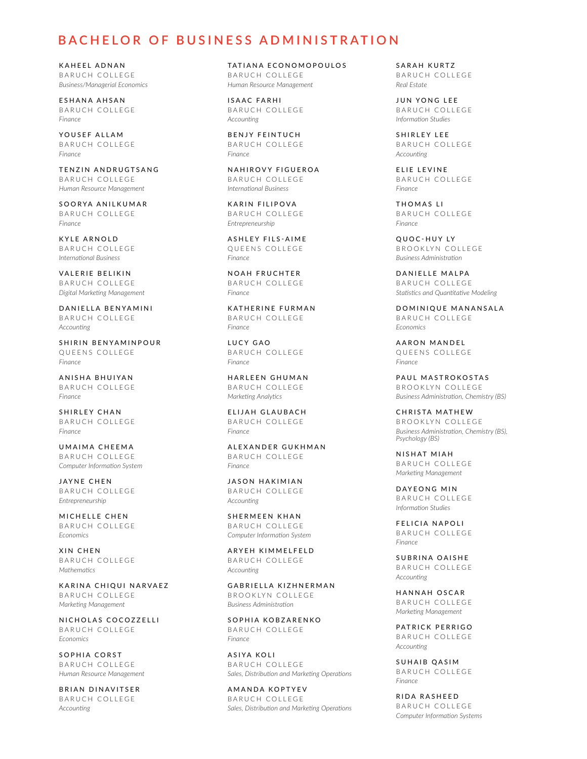# BACHELOR OF BUSINESS ADMINISTRATION

**KAHEEL ADNAN**
BARUCH COLLEGE
*Business/Managerial Economics*

**ESHANA AHSAN**
BARUCH COLLEGE
*Finance*

**YOUSEF ALLAM**
BARUCH COLLEGE
*Finance*

**TENZIN ANDRUGTSANG**
BARUCH COLLEGE
*Human Resource Management*

**SOORYA ANILKUMAR**
BARUCH COLLEGE
*Finance*

**KYLE ARNOLD**
BARUCH COLLEGE
*International Business*

**VALERIE BELIKIN**
BARUCH COLLEGE
*Digital Marketing Management*

**DANIELLA BENYAMINI**
BARUCH COLLEGE
*Accounting*

**SHIRIN BENYAMINPOUR**
QUEENS COLLEGE
*Finance*

**ANISHA BHUIYAN**
BARUCH COLLEGE
*Finance*

**SHIRLEY CHAN**
BARUCH COLLEGE
*Finance*

**UMAIMA CHEEMA**
BARUCH COLLEGE
*Computer Information System*

**JAYNE CHEN**
BARUCH COLLEGE
*Entrepreneurship*

**MICHELLE CHEN**
BARUCH COLLEGE
*Economics*

**XIN CHEN**
BARUCH COLLEGE
*Mathematics*

**KARINA CHIQUI NARVAEZ**
BARUCH COLLEGE
*Marketing Management*

**NICHOLAS COCOZZELLI**
BARUCH COLLEGE
*Economics*

**SOPHIA CORST**
BARUCH COLLEGE
*Human Resource Management*

**BRIAN DINAVITSER**
BARUCH COLLEGE
*Accounting*

**TATIANA ECONOMOPOULOS**
BARUCH COLLEGE
*Human Resource Management*

**ISAAC FARHI**
BARUCH COLLEGE
*Accounting*

**BENJY FEINTUCH**
BARUCH COLLEGE
*Finance*

**NAHIROVY FIGUEROA**
BARUCH COLLEGE
*International Business*

**KARIN FILIPOVA**
BARUCH COLLEGE
*Entrepreneurship*

**ASHLEY FILS-AIME**
QUEENS COLLEGE
*Finance*

**NOAH FRUCHTER**
BARUCH COLLEGE
*Finance*

**KATHERINE FURMAN**
BARUCH COLLEGE
*Finance*

**LUCY GAO**
BARUCH COLLEGE
*Finance*

**HARLEEN GHUMAN**
BARUCH COLLEGE
*Marketing Analytics*

**ELIJAH GLAUBACH**
BARUCH COLLEGE
*Finance*

**ALEXANDER GUKHMAN**
BARUCH COLLEGE
*Finance*

**JASON HAKIMIAN**
BARUCH COLLEGE
*Accounting*

**SHERMEEN KHAN**
BARUCH COLLEGE
*Computer Information System*

**ARYEH KIMMELFELD**
BARUCH COLLEGE
*Accounting*

**GABRIELLA KIZHNERMAN**
BROOKLYN COLLEGE
*Business Administration*

**SOPHIA KOBZARENKO**
BARUCH COLLEGE
*Finance*

**ASIYA KOLI**
BARUCH COLLEGE
*Sales, Distribution and Marketing Operations*

**AMANDA KOPTYEV**
BARUCH COLLEGE
*Sales, Distribution and Marketing Operations*

**SARAH KURTZ**
BARUCH COLLEGE
*Real Estate*

**JUN YONG LEE**
BARUCH COLLEGE
*Information Studies*

**SHIRLEY LEE**
BARUCH COLLEGE
*Accounting*

**ELIE LEVINE**
BARUCH COLLEGE
*Finance*

**THOMAS LI**
BARUCH COLLEGE
*Finance*

**QUOC-HUY LY**
BROOKLYN COLLEGE
*Business Administration*

**DANIELLE MALPA**
BARUCH COLLEGE
*Statistics and Quantitative Modeling*

**DOMINIQUE MANANSALA**
BARUCH COLLEGE
*Economics*

**AARON MANDEL**
QUEENS COLLEGE
*Finance*

**PAUL MASTROKOSTAS**
BROOKLYN COLLEGE
*Business Administration, Chemistry (BS)*

**CHRISTA MATHEW**
BROOKLYN COLLEGE
*Business Administration, Chemistry (BS), Psychology (BS)*

**NISHAT MIAH**
BARUCH COLLEGE
*Marketing Management*

**DAYEONG MIN**
BARUCH COLLEGE
*Information Studies*

**FELICIA NAPOLI**
BARUCH COLLEGE
*Finance*

**SUBRINA OAISHE**
BARUCH COLLEGE
*Accounting*

**HANNAH OSCAR**
BARUCH COLLEGE
*Marketing Management*

**PATRICK PERRIGO**
BARUCH COLLEGE
*Accounting*

**SUHAIB QASIM**
BARUCH COLLEGE
*Finance*

**RIDA RASHEED**
BARUCH COLLEGE
*Computer Information Systems*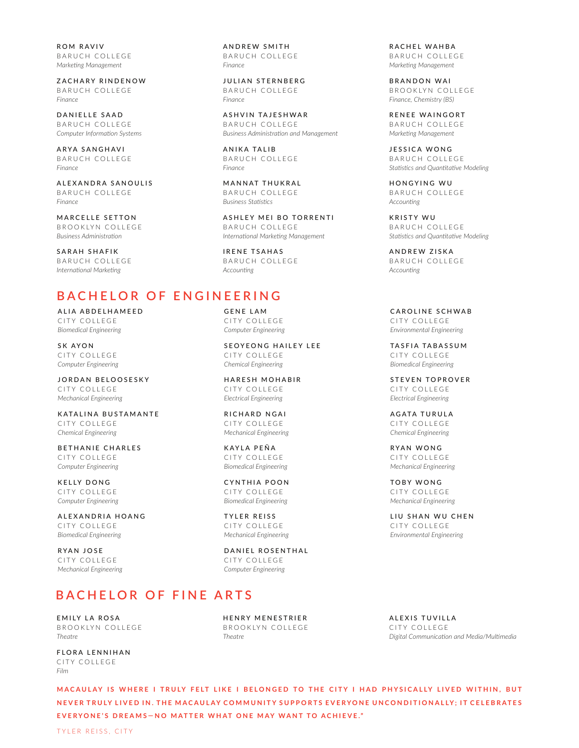ROM RAVIV
BARUCH COLLEGE
*Marketing Management*

ZACHARY RINDENOW
BARUCH COLLEGE
*Finance*

DANIELLE SAAD
BARUCH COLLEGE
*Computer Information Systems*

ARYA SANGHAVI
BARUCH COLLEGE
*Finance*

ALEXANDRA SANOULIS
BARUCH COLLEGE
*Finance*

MARCELLE SETTON
BROOKLYN COLLEGE
*Business Administration*

SARAH SHAFIK
BARUCH COLLEGE
*International Marketing*

ANDREW SMITH
BARUCH COLLEGE
*Finance*

JULIAN STERNBERG
BARUCH COLLEGE
*Finance*

ASHVIN TAJESHWAR
BARUCH COLLEGE
*Business Administration and Management*

ANIKA TALIB
BARUCH COLLEGE
*Finance*

MANNAT THUKRAL
BARUCH COLLEGE
*Business Statistics*

ASHLEY MEI BO TORRENTI
BARUCH COLLEGE
*International Marketing Management*

IRENE TSAHAS
BARUCH COLLEGE
*Accounting*

RACHEL WAHBA
BARUCH COLLEGE
*Marketing Management*

BRANDON WAI
BROOKLYN COLLEGE
*Finance, Chemistry (BS)*

RENEE WAINGORT
BARUCH COLLEGE
*Marketing Management*

JESSICA WONG
BARUCH COLLEGE
*Statistics and Quantitative Modeling*

HONGYING WU
BARUCH COLLEGE
*Accounting*

KRISTY WU
BARUCH COLLEGE
*Statistics and Quantitative Modeling*

ANDREW ZISKA
BARUCH COLLEGE
*Accounting*

## BACHELOR OF ENGINEERING

ALIA ABDELHAMEED
CITY COLLEGE
*Biomedical Engineering*

SK AYON
CITY COLLEGE
*Computer Engineering*

JORDAN BELOOSESKY
CITY COLLEGE
*Mechanical Engineering*

KATALINA BUSTAMANTE
CITY COLLEGE
*Chemical Engineering*

BETHANIE CHARLES
CITY COLLEGE
*Computer Engineering*

KELLY DONG
CITY COLLEGE
*Computer Engineering*

ALEXANDRIA HOANG
CITY COLLEGE
*Biomedical Engineering*

RYAN JOSE
CITY COLLEGE
*Mechanical Engineering*

GENE LAM
CITY COLLEGE
*Computer Engineering*

SEOYEONG HAILEY LEE
CITY COLLEGE
*Chemical Engineering*

HARESH MOHABIR
CITY COLLEGE
*Electrical Engineering*

RICHARD NGAI
CITY COLLEGE
*Mechanical Engineering*

KAYLA PEÑA
CITY COLLEGE
*Biomedical Engineering*

CYNTHIA POON
CITY COLLEGE
*Biomedical Engineering*

TYLER REISS
CITY COLLEGE
*Mechanical Engineering*

DANIEL ROSENTHAL
CITY COLLEGE
*Computer Engineering*

CAROLINE SCHWAB
CITY COLLEGE
*Environmental Engineering*

TASFIA TABASSUM
CITY COLLEGE
*Biomedical Engineering*

STEVEN TOPROVER
CITY COLLEGE
*Electrical Engineering*

AGATA TURULA
CITY COLLEGE
*Chemical Engineering*

RYAN WONG
CITY COLLEGE
*Mechanical Engineering*

TOBY WONG
CITY COLLEGE
*Mechanical Engineering*

LIU SHAN WU CHEN
CITY COLLEGE
*Environmental Engineering*

## BACHELOR OF FINE ARTS

EMILY LA ROSA
BROOKLYN COLLEGE
*Theatre*

FLORA LENNIHAN
CITY COLLEGE
*Film*

HENRY MENESTRIER
BROOKLYN COLLEGE
*Theatre*

ALEXIS TUVILLA
CITY COLLEGE
*Digital Communication and Media/Multimedia*

**MACAULAY IS WHERE I TRULY FELT LIKE I BELONGED TO THE CITY I HAD PHYSICALLY LIVED WITHIN, BUT NEVER TRULY LIVED IN. THE MACAULAY COMMUNITY SUPPORTS EVERYONE UNCONDITIONALLY; IT CELEBRATES EVERYONE'S DREAMS—NO MATTER WHAT ONE MAY WANT TO ACHIEVE."**

TYLER REISS, CITY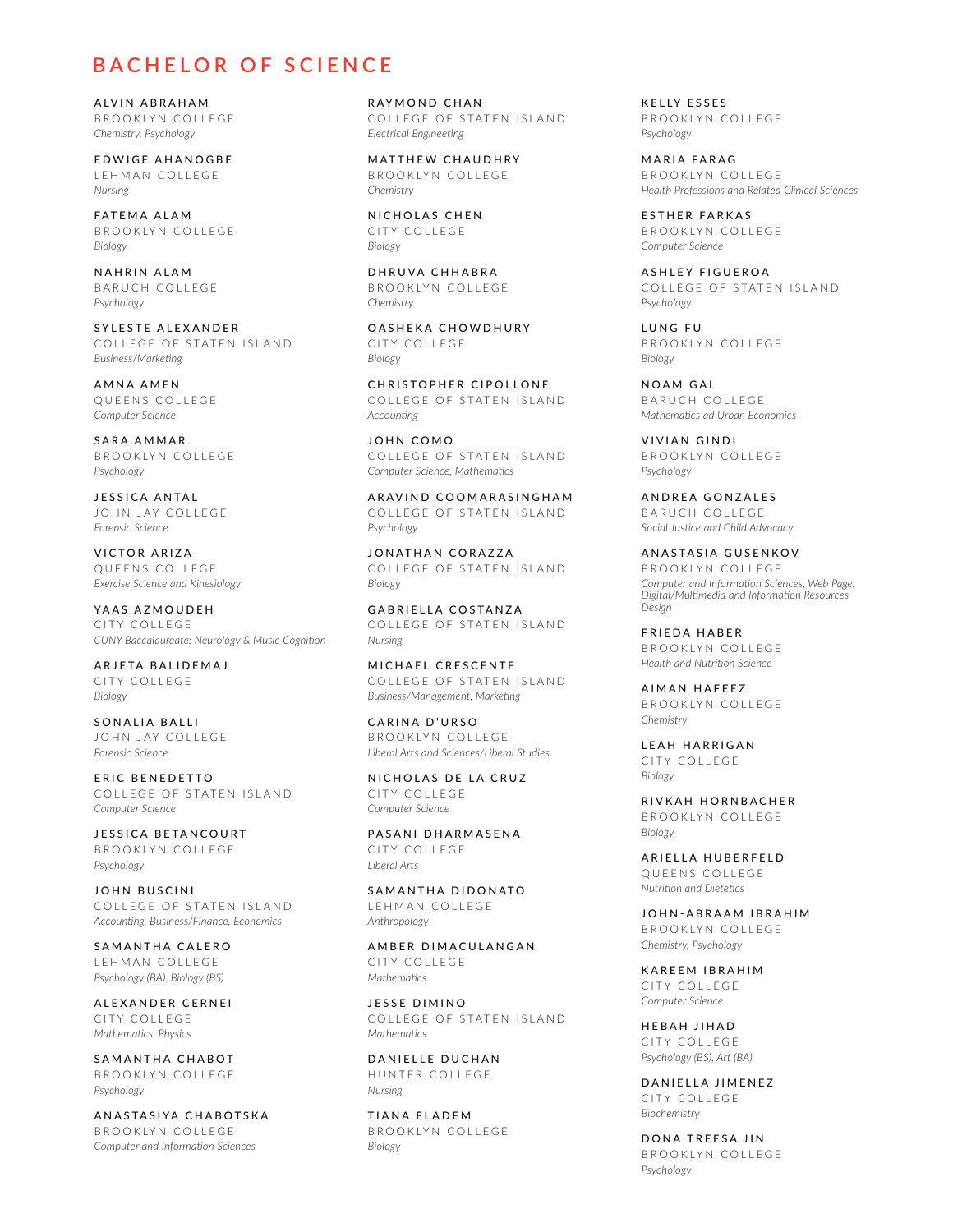# BACHELOR OF SCIENCE

**ALVIN ABRAHAM**
BROOKLYN COLLEGE
*Chemistry, Psychology*

**EDWIGE AHANOGBE**
LEHMAN COLLEGE
*Nursing*

**FATEMA ALAM**
BROOKLYN COLLEGE
*Biology*

**NAHRIN ALAM**
BARUCH COLLEGE
*Psychology*

**SYLESTE ALEXANDER**
COLLEGE OF STATEN ISLAND
*Business/Marketing*

**AMNA AMEN**
QUEENS COLLEGE
*Computer Science*

**SARA AMMAR**
BROOKLYN COLLEGE
*Psychology*

**JESSICA ANTAL**
JOHN JAY COLLEGE
*Forensic Science*

**VICTOR ARIZA**
QUEENS COLLEGE
*Exercise Science and Kinesiology*

**YAAS AZMOUDEH**
CITY COLLEGE
*CUNY Baccalaureate: Neurology & Music Cognition*

**ARJETA BALIDEMAJ**
CITY COLLEGE
*Biology*

**SONALIA BALLI**
JOHN JAY COLLEGE
*Forensic Science*

**ERIC BENEDETTO**
COLLEGE OF STATEN ISLAND
*Computer Science*

**JESSICA BETANCOURT**
BROOKLYN COLLEGE
*Psychology*

**JOHN BUSCINI**
COLLEGE OF STATEN ISLAND
*Accounting, Business/Finance, Economics*

**SAMANTHA CALERO**
LEHMAN COLLEGE
*Psychology (BA), Biology (BS)*

**ALEXANDER CERNEI**
CITY COLLEGE
*Mathematics, Physics*

**SAMANTHA CHABOT**
BROOKLYN COLLEGE
*Psychology*

**ANASTASIYA CHABOTSKA**
BROOKLYN COLLEGE
*Computer and Information Sciences*

**RAYMOND CHAN**
COLLEGE OF STATEN ISLAND
*Electrical Engineering*

**MATTHEW CHAUDHRY**
BROOKLYN COLLEGE
*Chemistry*

**NICHOLAS CHEN**
CITY COLLEGE
*Biology*

**DHRUVA CHHABRA**
BROOKLYN COLLEGE
*Chemistry*

**OASHEKA CHOWDHURY**
CITY COLLEGE
*Biology*

**CHRISTOPHER CIPOLLONE**
COLLEGE OF STATEN ISLAND
*Accounting*

**JOHN COMO**
COLLEGE OF STATEN ISLAND
*Computer Science, Mathematics*

**ARAVIND COOMARASINGHAM**
COLLEGE OF STATEN ISLAND
*Psychology*

**JONATHAN CORAZZA**
COLLEGE OF STATEN ISLAND
*Biology*

**GABRIELLA COSTANZA**
COLLEGE OF STATEN ISLAND
*Nursing*

**MICHAEL CRESCENTE**
COLLEGE OF STATEN ISLAND
*Business/Management, Marketing*

**CARINA D'URSO**
BROOKLYN COLLEGE
*Liberal Arts and Sciences/Liberal Studies*

**NICHOLAS DE LA CRUZ**
CITY COLLEGE
*Computer Science*

**PASANI DHARMASENA**
CITY COLLEGE
*Liberal Arts*

**SAMANTHA DIDONATO**
LEHMAN COLLEGE
*Anthropology*

**AMBER DIMACULANGAN**
CITY COLLEGE
*Mathematics*

**JESSE DIMINO**
COLLEGE OF STATEN ISLAND
*Mathematics*

**DANIELLE DUCHAN**
HUNTER COLLEGE
*Nursing*

**TIANA ELADEM**
BROOKLYN COLLEGE
*Biology*

**KELLY ESSES**
BROOKLYN COLLEGE
*Psychology*

**MARIA FARAG**
BROOKLYN COLLEGE
*Health Professions and Related Clinical Sciences*

**ESTHER FARKAS**
BROOKLYN COLLEGE
*Computer Science*

**ASHLEY FIGUEROA**
COLLEGE OF STATEN ISLAND
*Psychology*

**LUNG FU**
BROOKLYN COLLEGE
*Biology*

**NOAM GAL**
BARUCH COLLEGE
*Mathematics ad Urban Economics*

**VIVIAN GINDI**
BROOKLYN COLLEGE
*Psychology*

**ANDREA GONZALES**
BARUCH COLLEGE
*Social Justice and Child Advocacy*

**ANASTASIA GUSENKOV**
BROOKLYN COLLEGE
*Computer and Information Sciences, Web Page, Digital/Multimedia and Information Resources Design*

**FRIEDA HABER**
BROOKLYN COLLEGE
*Health and Nutrition Science*

**AIMAN HAFEEZ**
BROOKLYN COLLEGE
*Chemistry*

**LEAH HARRIGAN**
CITY COLLEGE
*Biology*

**RIVKAH HORNBACHER**
BROOKLYN COLLEGE
*Biology*

**ARIELLA HUBERFELD**
QUEENS COLLEGE
*Nutrition and Dietetics*

**JOHN-ABRAAM IBRAHIM**
BROOKLYN COLLEGE
*Chemistry, Psychology*

**KAREEM IBRAHIM**
CITY COLLEGE
*Computer Science*

**HEBAH JIHAD**
CITY COLLEGE
*Psychology (BS), Art (BA)*

**DANIELLA JIMENEZ**
CITY COLLEGE
*Biochemistry*

**DONA TREESA JIN**
BROOKLYN COLLEGE
*Psychology*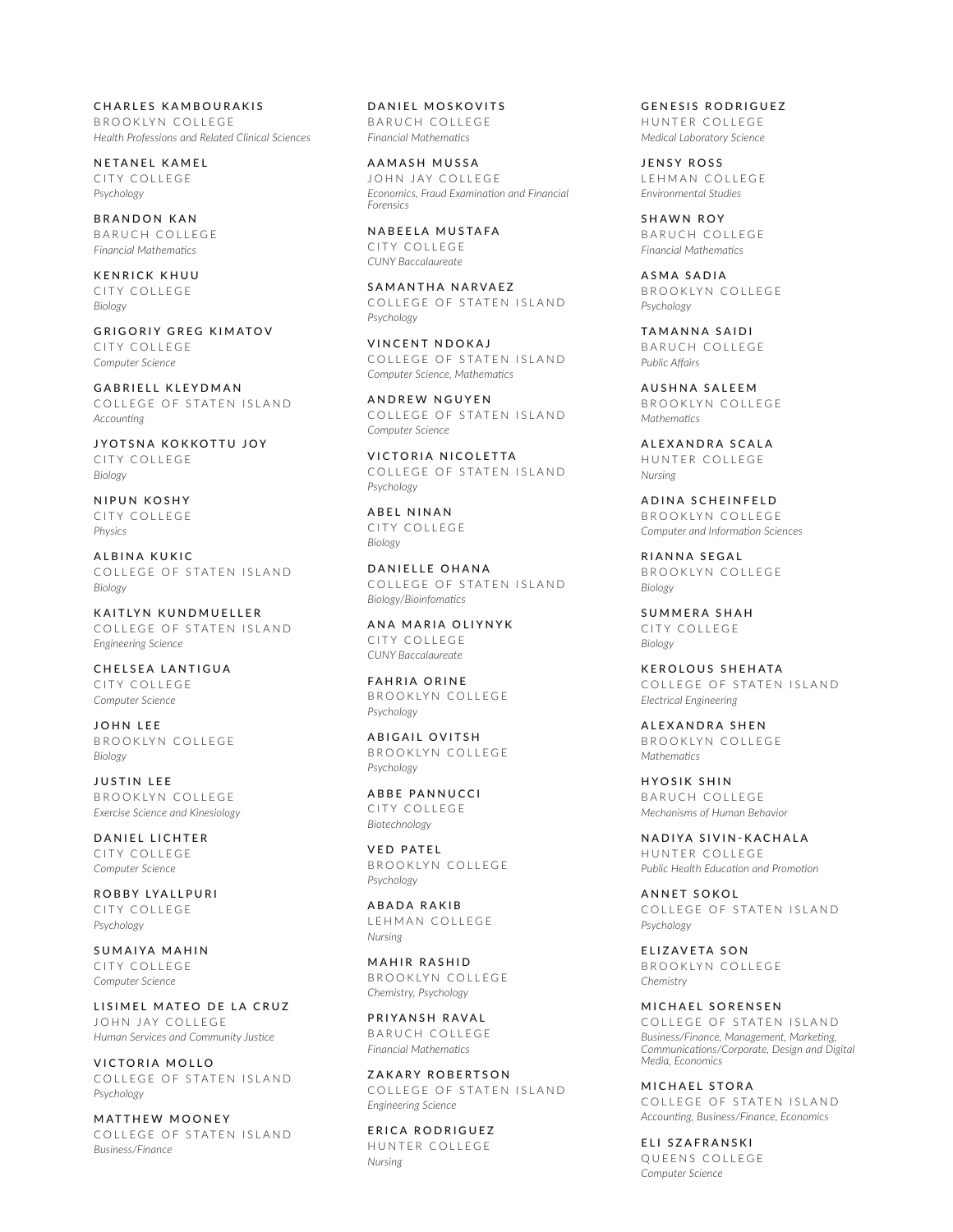CHARLES KAMBOURAKIS
BROOKLYN COLLEGE
*Health Professions and Related Clinical Sciences*

NETANEL KAMEL
CITY COLLEGE
*Psychology*

BRANDON KAN
BARUCH COLLEGE
*Financial Mathematics*

KENRICK KHUU
CITY COLLEGE
*Biology*

GRIGORIY GREG KIMATOV
CITY COLLEGE
*Computer Science*

GABRIELL KLEYDMAN
COLLEGE OF STATEN ISLAND
*Accounting*

JYOTSNA KOKKOTTU JOY
CITY COLLEGE
*Biology*

NIPUN KOSHY
CITY COLLEGE
*Physics*

ALBINA KUKIC
COLLEGE OF STATEN ISLAND
*Biology*

KAITLYN KUNDMUELLER
COLLEGE OF STATEN ISLAND
*Engineering Science*

CHELSEA LANTIGUA
CITY COLLEGE
*Computer Science*

JOHN LEE
BROOKLYN COLLEGE
*Biology*

JUSTIN LEE
BROOKLYN COLLEGE
*Exercise Science and Kinesiology*

DANIEL LICHTER
CITY COLLEGE
*Computer Science*

ROBBY LYALLPURI
CITY COLLEGE
*Psychology*

SUMAIYA MAHIN
CITY COLLEGE
*Computer Science*

LISIMEL MATEO DE LA CRUZ
JOHN JAY COLLEGE
*Human Services and Community Justice*

VICTORIA MOLLO
COLLEGE OF STATEN ISLAND
*Psychology*

MATTHEW MOONEY
COLLEGE OF STATEN ISLAND
*Business/Finance*

DANIEL MOSKOVITS
BARUCH COLLEGE
*Financial Mathematics*

AAMASH MUSSA
JOHN JAY COLLEGE
*Economics, Fraud Examination and Financial Forensics*

NABEELA MUSTAFA
CITY COLLEGE
*CUNY Baccalaureate*

SAMANTHA NARVAEZ
COLLEGE OF STATEN ISLAND
*Psychology*

VINCENT NDOKAJ
COLLEGE OF STATEN ISLAND
*Computer Science, Mathematics*

ANDREW NGUYEN
COLLEGE OF STATEN ISLAND
*Computer Science*

VICTORIA NICOLETTA
COLLEGE OF STATEN ISLAND
*Psychology*

ABEL NINAN
CITY COLLEGE
*Biology*

DANIELLE OHANA
COLLEGE OF STATEN ISLAND
*Biology/Bioinfomatics*

ANA MARIA OLIYNYK
CITY COLLEGE
*CUNY Baccalaureate*

FAHRIA ORINE
BROOKLYN COLLEGE
*Psychology*

ABIGAIL OVITSH
BROOKLYN COLLEGE
*Psychology*

ABBE PANNUCCI
CITY COLLEGE
*Biotechnology*

VED PATEL
BROOKLYN COLLEGE
*Psychology*

ABADA RAKIB
LEHMAN COLLEGE
*Nursing*

MAHIR RASHID
BROOKLYN COLLEGE
*Chemistry, Psychology*

PRIYANSH RAVAL
BARUCH COLLEGE
*Financial Mathematics*

ZAKARY ROBERTSON
COLLEGE OF STATEN ISLAND
*Engineering Science*

ERICA RODRIGUEZ
HUNTER COLLEGE
*Nursing*

GENESIS RODRIGUEZ
HUNTER COLLEGE
*Medical Laboratory Science*

JENSY ROSS
LEHMAN COLLEGE
*Environmental Studies*

SHAWN ROY
BARUCH COLLEGE
*Financial Mathematics*

ASMA SADIA
BROOKLYN COLLEGE
*Psychology*

TAMANNA SAIDI
BARUCH COLLEGE
*Public Affairs*

AUSHNA SALEEM
BROOKLYN COLLEGE
*Mathematics*

ALEXANDRA SCALA
HUNTER COLLEGE
*Nursing*

ADINA SCHEINFELD
BROOKLYN COLLEGE
*Computer and Information Sciences*

RIANNA SEGAL
BROOKLYN COLLEGE
*Biology*

SUMMERA SHAH
CITY COLLEGE
*Biology*

KEROLOUS SHEHATA
COLLEGE OF STATEN ISLAND
*Electrical Engineering*

ALEXANDRA SHEN
BROOKLYN COLLEGE
*Mathematics*

HYOSIK SHIN
BARUCH COLLEGE
*Mechanisms of Human Behavior*

NADIYA SIVIN-KACHALA
HUNTER COLLEGE
*Public Health Education and Promotion*

ANNET SOKOL
COLLEGE OF STATEN ISLAND
*Psychology*

ELIZAVETA SON
BROOKLYN COLLEGE
*Chemistry*

MICHAEL SORENSEN
COLLEGE OF STATEN ISLAND
*Business/Finance, Management, Marketing, Communications/Corporate, Design and Digital Media, Economics*

MICHAEL STORA
COLLEGE OF STATEN ISLAND
*Accounting, Business/Finance, Economics*

ELI SZAFRANSKI
QUEENS COLLEGE
*Computer Science*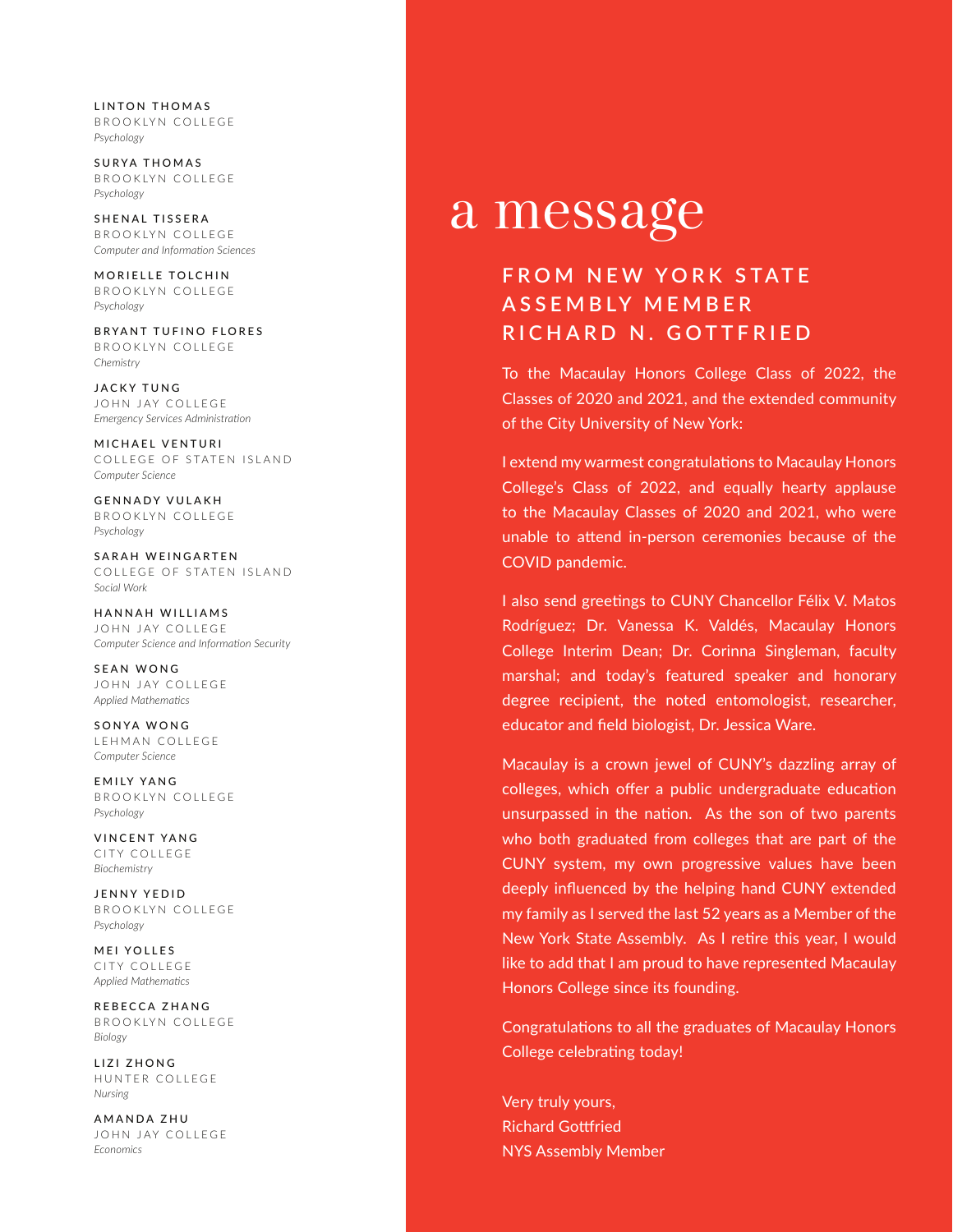**LINTON THOMAS**
BROOKLYN COLLEGE
*Psychology*

**SURYA THOMAS**
BROOKLYN COLLEGE
*Psychology*

**SHENAL TISSERA**
BROOKLYN COLLEGE
*Computer and Information Sciences*

**MORIELLE TOLCHIN**
BROOKLYN COLLEGE
*Psychology*

**BRYANT TUFINO FLORES**
BROOKLYN COLLEGE
*Chemistry*

**JACKY TUNG**
JOHN JAY COLLEGE
*Emergency Services Administration*

**MICHAEL VENTURI**
COLLEGE OF STATEN ISLAND
*Computer Science*

**GENNADY VULAKH**
BROOKLYN COLLEGE
*Psychology*

**SARAH WEINGARTEN**
COLLEGE OF STATEN ISLAND
*Social Work*

**HANNAH WILLIAMS**
JOHN JAY COLLEGE
*Computer Science and Information Security*

**SEAN WONG**
JOHN JAY COLLEGE
*Applied Mathematics*

**SONYA WONG**
LEHMAN COLLEGE
*Computer Science*

**EMILY YANG**
BROOKLYN COLLEGE
*Psychology*

**VINCENT YANG**
CITY COLLEGE
*Biochemistry*

**JENNY YEDID**
BROOKLYN COLLEGE
*Psychology*

**MEI YOLLES**
CITY COLLEGE
*Applied Mathematics*

**REBECCA ZHANG**
BROOKLYN COLLEGE
*Biology*

**LIZI ZHONG**
HUNTER COLLEGE
*Nursing*

**AMANDA ZHU**
JOHN JAY COLLEGE
*Economics*

# a message

## FROM NEW YORK STATE ASSEMBLY MEMBER RICHARD N. GOTTFRIED

To the Macaulay Honors College Class of 2022, the Classes of 2020 and 2021, and the extended community of the City University of New York:

I extend my warmest congratulations to Macaulay Honors College's Class of 2022, and equally hearty applause to the Macaulay Classes of 2020 and 2021, who were unable to attend in-person ceremonies because of the COVID pandemic.

I also send greetings to CUNY Chancellor Félix V. Matos Rodríguez; Dr. Vanessa K. Valdés, Macaulay Honors College Interim Dean; Dr. Corinna Singleman, faculty marshal; and today's featured speaker and honorary degree recipient, the noted entomologist, researcher, educator and field biologist, Dr. Jessica Ware.

Macaulay is a crown jewel of CUNY's dazzling array of colleges, which offer a public undergraduate education unsurpassed in the nation. As the son of two parents who both graduated from colleges that are part of the CUNY system, my own progressive values have been deeply influenced by the helping hand CUNY extended my family as I served the last 52 years as a Member of the New York State Assembly. As I retire this year, I would like to add that I am proud to have represented Macaulay Honors College since its founding.

Congratulations to all the graduates of Macaulay Honors College celebrating today!

Very truly yours,
Richard Gottfried
NYS Assembly Member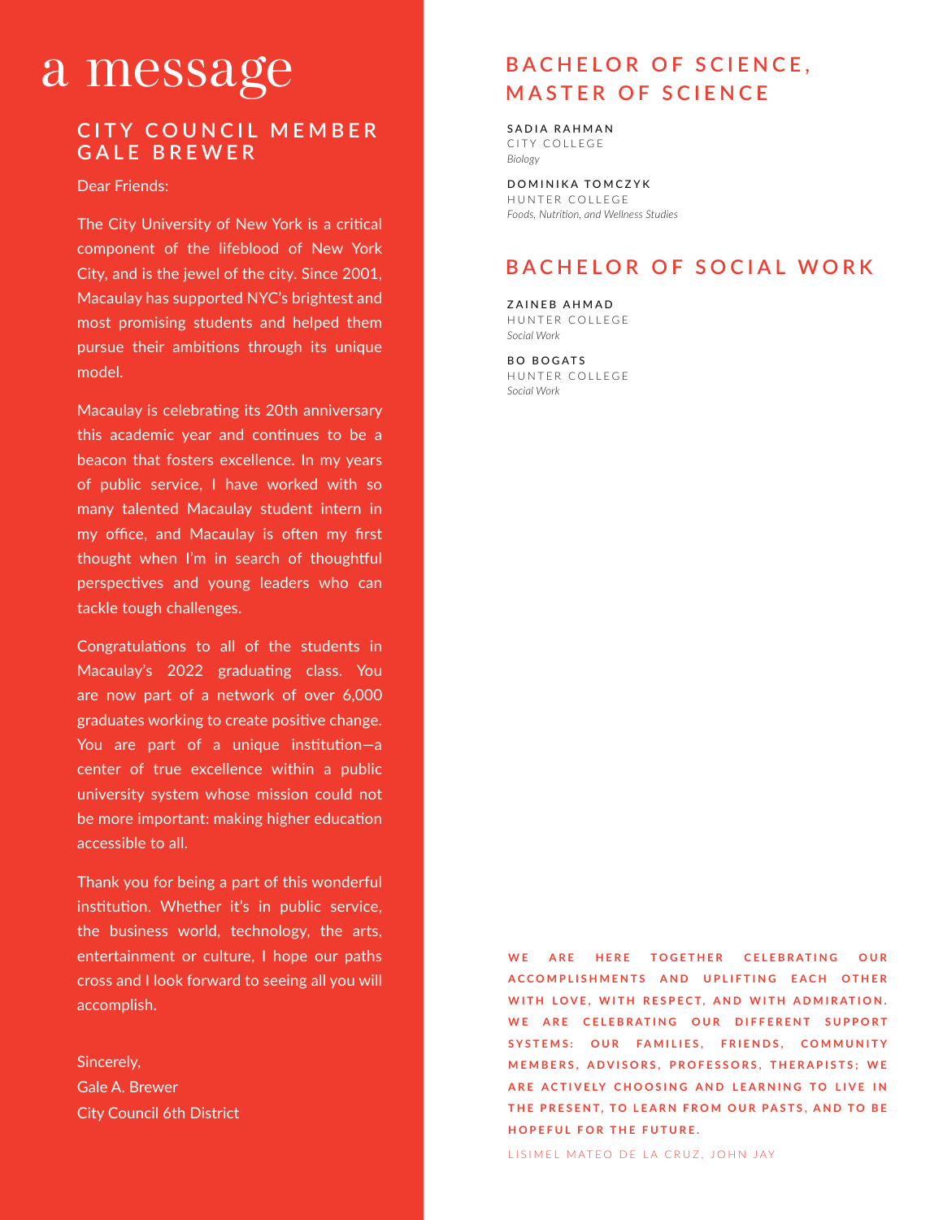# a message

## CITY COUNCIL MEMBER GALE BREWER

Dear Friends:

The City University of New York is a critical component of the lifeblood of New York City, and is the jewel of the city. Since 2001, Macaulay has supported NYC's brightest and most promising students and helped them pursue their ambitions through its unique model.

Macaulay is celebrating its 20th anniversary this academic year and continues to be a beacon that fosters excellence. In my years of public service, I have worked with so many talented Macaulay student intern in my office, and Macaulay is often my first thought when I'm in search of thoughtful perspectives and young leaders who can tackle tough challenges.

Congratulations to all of the students in Macaulay's 2022 graduating class. You are now part of a network of over 6,000 graduates working to create positive change. You are part of a unique institution—a center of true excellence within a public university system whose mission could not be more important: making higher education accessible to all.

Thank you for being a part of this wonderful institution. Whether it's in public service, the business world, technology, the arts, entertainment or culture, I hope our paths cross and I look forward to seeing all you will accomplish.

Sincerely,
Gale A. Brewer
City Council 6th District

## BACHELOR OF SCIENCE, MASTER OF SCIENCE

SADIA RAHMAN
CITY COLLEGE
*Biology*

DOMINIKA TOMCZYK
HUNTER COLLEGE
*Foods, Nutrition, and Wellness Studies*

## BACHELOR OF SOCIAL WORK

ZAINEB AHMAD
HUNTER COLLEGE
*Social Work*

BO BOGATS
HUNTER COLLEGE
*Social Work*

**WE ARE HERE TOGETHER CELEBRATING OUR ACCOMPLISHMENTS AND UPLIFTING EACH OTHER WITH LOVE, WITH RESPECT, AND WITH ADMIRATION. WE ARE CELEBRATING OUR DIFFERENT SUPPORT SYSTEMS: OUR FAMILIES, FRIENDS, COMMUNITY MEMBERS, ADVISORS, PROFESSORS, THERAPISTS; WE ARE ACTIVELY CHOOSING AND LEARNING TO LIVE IN THE PRESENT, TO LEARN FROM OUR PASTS, AND TO BE HOPEFUL FOR THE FUTURE.**

LISIMEL MATEO DE LA CRUZ, JOHN JAY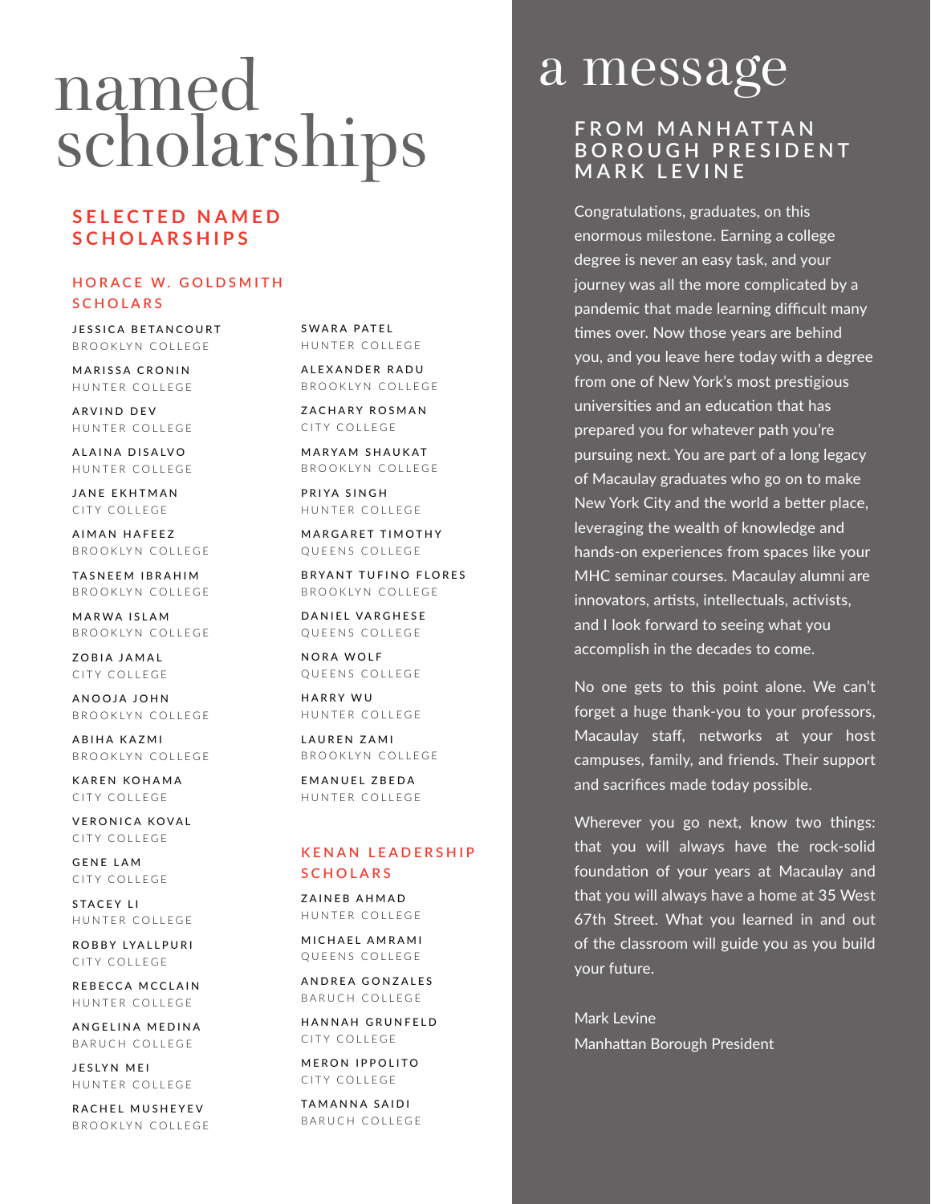# named scholarships

## SELECTED NAMED SCHOLARSHIPS

### HORACE W. GOLDSMITH SCHOLARS

JESSICA BETANCOURT
BROOKLYN COLLEGE

MARISSA CRONIN
HUNTER COLLEGE

ARVIND DEV
HUNTER COLLEGE

ALAINA DISALVO
HUNTER COLLEGE

JANE EKHTMAN
CITY COLLEGE

AIMAN HAFEEZ
BROOKLYN COLLEGE

TASNEEM IBRAHIM
BROOKLYN COLLEGE

MARWA ISLAM
BROOKLYN COLLEGE

ZOBIA JAMAL
CITY COLLEGE

ANOOJA JOHN
BROOKLYN COLLEGE

ABIHA KAZMI
BROOKLYN COLLEGE

KAREN KOHAMA
CITY COLLEGE

VERONICA KOVAL
CITY COLLEGE

GENE LAM
CITY COLLEGE

STACEY LI
HUNTER COLLEGE

ROBBY LYALLPURI
CITY COLLEGE

REBECCA MCCLAIN
HUNTER COLLEGE

ANGELINA MEDINA
BARUCH COLLEGE

JESLYN MEI
HUNTER COLLEGE

RACHEL MUSHEYEV
BROOKLYN COLLEGE

SWARA PATEL
HUNTER COLLEGE

ALEXANDER RADU
BROOKLYN COLLEGE

ZACHARY ROSMAN
CITY COLLEGE

MARYAM SHAUKAT
BROOKLYN COLLEGE

PRIYA SINGH
HUNTER COLLEGE

MARGARET TIMOTHY
QUEENS COLLEGE

BRYANT TUFINO FLORES
BROOKLYN COLLEGE

DANIEL VARGHESE
QUEENS COLLEGE

NORA WOLF
QUEENS COLLEGE

HARRY WU
HUNTER COLLEGE

LAUREN ZAMI
BROOKLYN COLLEGE

EMANUEL ZBEDA
HUNTER COLLEGE

### KENAN LEADERSHIP SCHOLARS

ZAINEB AHMAD
HUNTER COLLEGE

MICHAEL AMRAMI
QUEENS COLLEGE

ANDREA GONZALES
BARUCH COLLEGE

HANNAH GRUNFELD
CITY COLLEGE

MERON IPPOLITO
CITY COLLEGE

TAMANNA SAIDI
BARUCH COLLEGE

# a message

## FROM MANHATTAN BOROUGH PRESIDENT MARK LEVINE

Congratulations, graduates, on this enormous milestone. Earning a college degree is never an easy task, and your journey was all the more complicated by a pandemic that made learning difficult many times over. Now those years are behind you, and you leave here today with a degree from one of New York's most prestigious universities and an education that has prepared you for whatever path you're pursuing next. You are part of a long legacy of Macaulay graduates who go on to make New York City and the world a better place, leveraging the wealth of knowledge and hands-on experiences from spaces like your MHC seminar courses. Macaulay alumni are innovators, artists, intellectuals, activists, and I look forward to seeing what you accomplish in the decades to come.

No one gets to this point alone. We can't forget a huge thank-you to your professors, Macaulay staff, networks at your host campuses, family, and friends. Their support and sacrifices made today possible.

Wherever you go next, know two things: that you will always have the rock-solid foundation of your years at Macaulay and that you will always have a home at 35 West 67th Street. What you learned in and out of the classroom will guide you as you build your future.

Mark Levine
Manhattan Borough President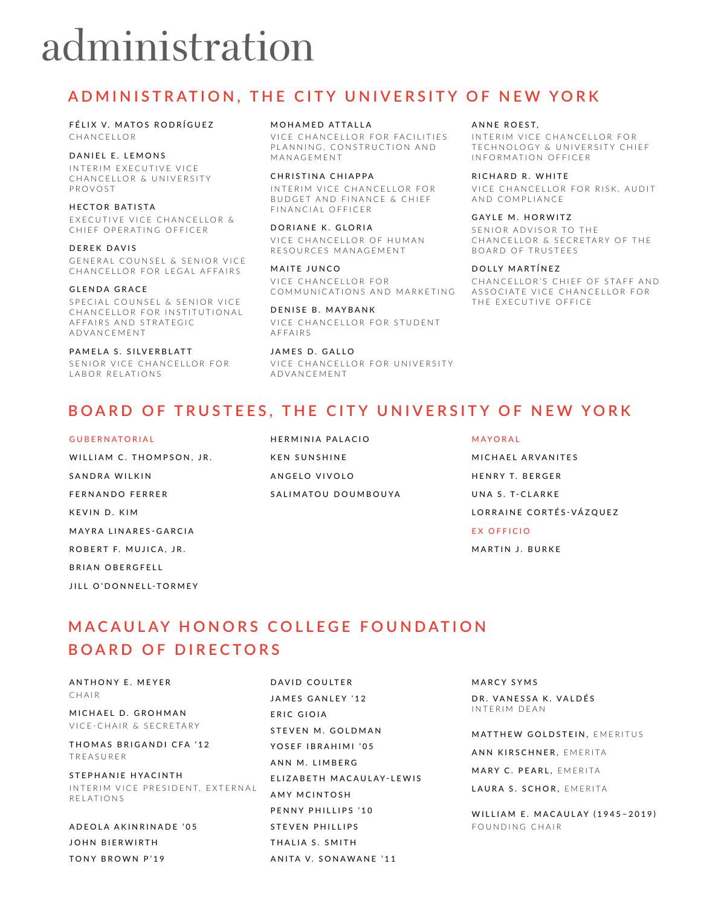# administration

## ADMINISTRATION, THE CITY UNIVERSITY OF NEW YORK

**FÉLIX V. MATOS RODRÍGUEZ**
CHANCELLOR

**DANIEL E. LEMONS**
INTERIM EXECUTIVE VICE CHANCELLOR & UNIVERSITY PROVOST

**HECTOR BATISTA**
EXECUTIVE VICE CHANCELLOR & CHIEF OPERATING OFFICER

**DEREK DAVIS**
GENERAL COUNSEL & SENIOR VICE CHANCELLOR FOR LEGAL AFFAIRS

**GLENDA GRACE**
SPECIAL COUNSEL & SENIOR VICE CHANCELLOR FOR INSTITUTIONAL AFFAIRS AND STRATEGIC ADVANCEMENT

**PAMELA S. SILVERBLATT**
SENIOR VICE CHANCELLOR FOR LABOR RELATIONS

**MOHAMED ATTALLA**
VICE CHANCELLOR FOR FACILITIES PLANNING, CONSTRUCTION AND MANAGEMENT

**CHRISTINA CHIAPPA**
INTERIM VICE CHANCELLOR FOR BUDGET AND FINANCE & CHIEF FINANCIAL OFFICER

**DORIANE K. GLORIA**
VICE CHANCELLOR OF HUMAN RESOURCES MANAGEMENT

**MAITE JUNCO**
VICE CHANCELLOR FOR COMMUNICATIONS AND MARKETING

**DENISE B. MAYBANK**
VICE CHANCELLOR FOR STUDENT AFFAIRS

**JAMES D. GALLO**
VICE CHANCELLOR FOR UNIVERSITY ADVANCEMENT

**ANNE ROEST,**
INTERIM VICE CHANCELLOR FOR TECHNOLOGY & UNIVERSITY CHIEF INFORMATION OFFICER

**RICHARD R. WHITE**
VICE CHANCELLOR FOR RISK, AUDIT AND COMPLIANCE

**GAYLE M. HORWITZ**
SENIOR ADVISOR TO THE CHANCELLOR & SECRETARY OF THE BOARD OF TRUSTEES

**DOLLY MARTÍNEZ**
CHANCELLOR'S CHIEF OF STAFF AND ASSOCIATE VICE CHANCELLOR FOR THE EXECUTIVE OFFICE

## BOARD OF TRUSTEES, THE CITY UNIVERSITY OF NEW YORK

### GUBERNATORIAL

WILLIAM C. THOMPSON, JR.
SANDRA WILKIN
FERNANDO FERRER
KEVIN D. KIM
MAYRA LINARES-GARCIA
ROBERT F. MUJICA, JR.
BRIAN OBERGFELL
JILL O'DONNELL-TORMEY
HERMINIA PALACIO
KEN SUNSHINE
ANGELO VIVOLO
SALIMATOU DOUMBOUYA

### MAYORAL

MICHAEL ARVANITES
HENRY T. BERGER
UNA S. T-CLARKE
LORRAINE CORTÉS-VÁZQUEZ

### EX OFFICIO

MARTIN J. BURKE

## MACAULAY HONORS COLLEGE FOUNDATION BOARD OF DIRECTORS

**ANTHONY E. MEYER**
CHAIR

**MICHAEL D. GROHMAN**
VICE-CHAIR & SECRETARY

**THOMAS BRIGANDI CFA '12**
TREASURER

**STEPHANIE HYACINTH**
INTERIM VICE PRESIDENT, EXTERNAL RELATIONS

ADEOLA AKINRINADE '05
JOHN BIERWIRTH
TONY BROWN P'19
DAVID COULTER
JAMES GANLEY '12
ERIC GIOIA
STEVEN M. GOLDMAN
YOSEF IBRAHIMI '05
ANN M. LIMBERG
ELIZABETH MACAULAY-LEWIS
AMY MCINTOSH
PENNY PHILLIPS '10
STEVEN PHILLIPS
THALIA S. SMITH
ANITA V. SONAWANE '11
MARCY SYMS

**DR. VANESSA K. VALDÉS**
INTERIM DEAN

MATTHEW GOLDSTEIN, EMERITUS
ANN KIRSCHNER, EMERITA
MARY C. PEARL, EMERITA
LAURA S. SCHOR, EMERITA

**WILLIAM E. MACAULAY (1945–2019)**
FOUNDING CHAIR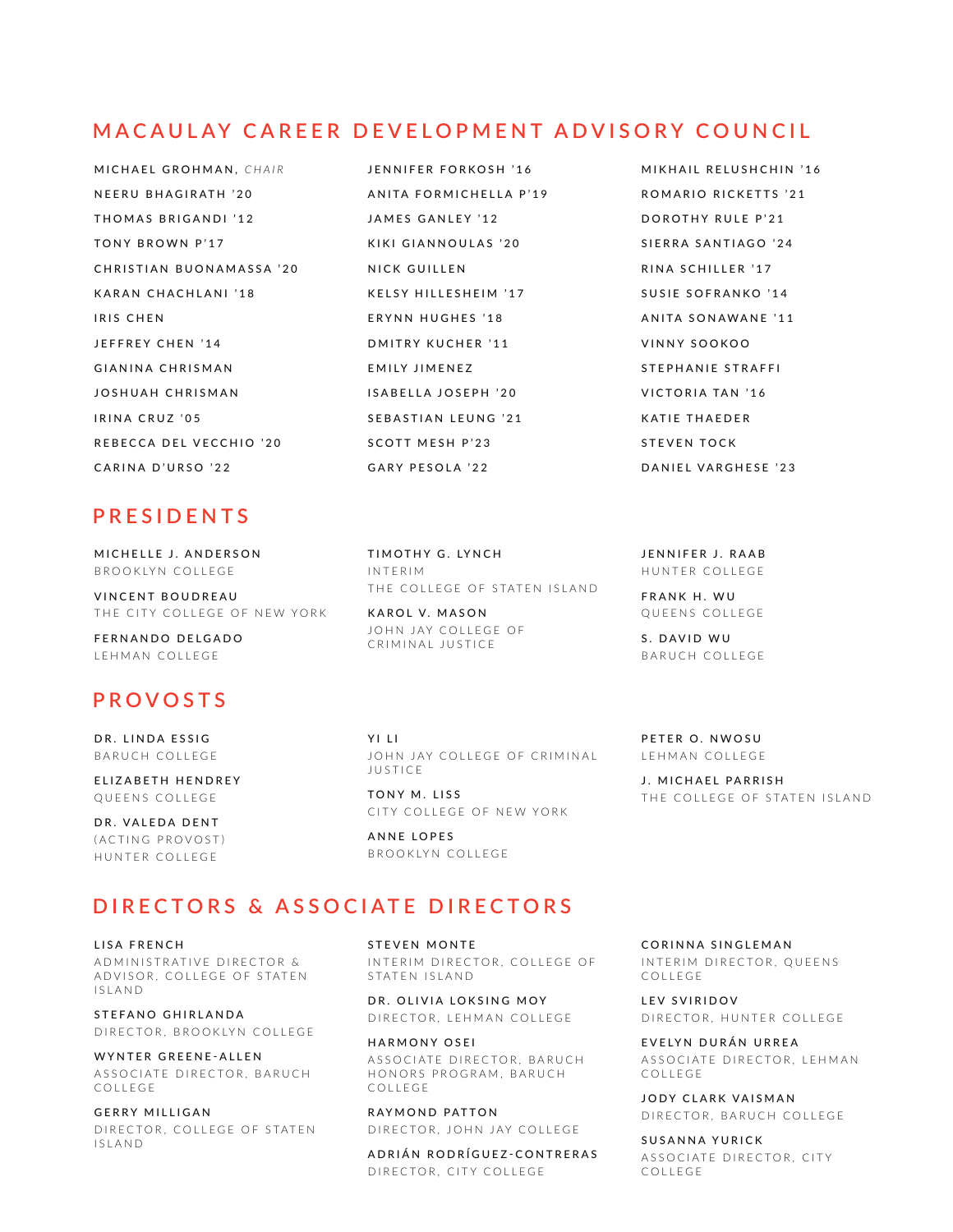## MACAULAY CAREER DEVELOPMENT ADVISORY COUNCIL

MICHAEL GROHMAN, *CHAIR*
NEERU BHAGIRATH '20
THOMAS BRIGANDI '12
TONY BROWN P'17
CHRISTIAN BUONAMASSA '20
KARAN CHACHLANI '18
IRIS CHEN
JEFFREY CHEN '14
GIANINA CHRISMAN
JOSHUAH CHRISMAN
IRINA CRUZ '05
REBECCA DEL VECCHIO '20
CARINA D'URSO '22
JENNIFER FORKOSH '16
ANITA FORMICHELLA P'19
JAMES GANLEY '12
KIKI GIANNOULAS '20
NICK GUILLEN
KELSY HILLESHEIM '17
ERYNN HUGHES '18
DMITRY KUCHER '11
EMILY JIMENEZ
ISABELLA JOSEPH '20
SEBASTIAN LEUNG '21
SCOTT MESH P'23
GARY PESOLA '22
MIKHAIL RELUSHCHIN '16
ROMARIO RICKETTS '21
DOROTHY RULE P'21
SIERRA SANTIAGO '24
RINA SCHILLER '17
SUSIE SOFRANKO '14
ANITA SONAWANE '11
VINNY SOOKOO
STEPHANIE STRAFFI
VICTORIA TAN '16
KATIE THAEDER
STEVEN TOCK
DANIEL VARGHESE '23

## PRESIDENTS

**MICHELLE J. ANDERSON**
BROOKLYN COLLEGE

**VINCENT BOUDREAU**
THE CITY COLLEGE OF NEW YORK

**FERNANDO DELGADO**
LEHMAN COLLEGE

**TIMOTHY G. LYNCH**
INTERIM
THE COLLEGE OF STATEN ISLAND

**KAROL V. MASON**
JOHN JAY COLLEGE OF CRIMINAL JUSTICE

**JENNIFER J. RAAB**
HUNTER COLLEGE

**FRANK H. WU**
QUEENS COLLEGE

**S. DAVID WU**
BARUCH COLLEGE

## PROVOSTS

**DR. LINDA ESSIG**
BARUCH COLLEGE

**ELIZABETH HENDREY**
QUEENS COLLEGE

**DR. VALEDA DENT**
(ACTING PROVOST)
HUNTER COLLEGE

**YI LI**
JOHN JAY COLLEGE OF CRIMINAL JUSTICE

**TONY M. LISS**
CITY COLLEGE OF NEW YORK

**ANNE LOPES**
BROOKLYN COLLEGE

**PETER O. NWOSU**
LEHMAN COLLEGE

**J. MICHAEL PARRISH**
THE COLLEGE OF STATEN ISLAND

## DIRECTORS & ASSOCIATE DIRECTORS

**LISA FRENCH**
ADMINISTRATIVE DIRECTOR & ADVISOR, COLLEGE OF STATEN ISLAND

**STEFANO GHIRLANDA**
DIRECTOR, BROOKLYN COLLEGE

**WYNTER GREENE-ALLEN**
ASSOCIATE DIRECTOR, BARUCH COLLEGE

**GERRY MILLIGAN**
DIRECTOR, COLLEGE OF STATEN ISLAND

**STEVEN MONTE**
INTERIM DIRECTOR, COLLEGE OF STATEN ISLAND

**DR. OLIVIA LOKSING MOY**
DIRECTOR, LEHMAN COLLEGE

**HARMONY OSEI**
ASSOCIATE DIRECTOR, BARUCH HONORS PROGRAM, BARUCH COLLEGE

**RAYMOND PATTON**
DIRECTOR, JOHN JAY COLLEGE

**ADRIÁN RODRÍGUEZ-CONTRERAS**
DIRECTOR, CITY COLLEGE

**CORINNA SINGLEMAN**
INTERIM DIRECTOR, QUEENS COLLEGE

**LEV SVIRIDOV**
DIRECTOR, HUNTER COLLEGE

**EVELYN DURÁN URREA**
ASSOCIATE DIRECTOR, LEHMAN COLLEGE

**JODY CLARK VAISMAN**
DIRECTOR, BARUCH COLLEGE

**SUSANNA YURICK**
ASSOCIATE DIRECTOR, CITY COLLEGE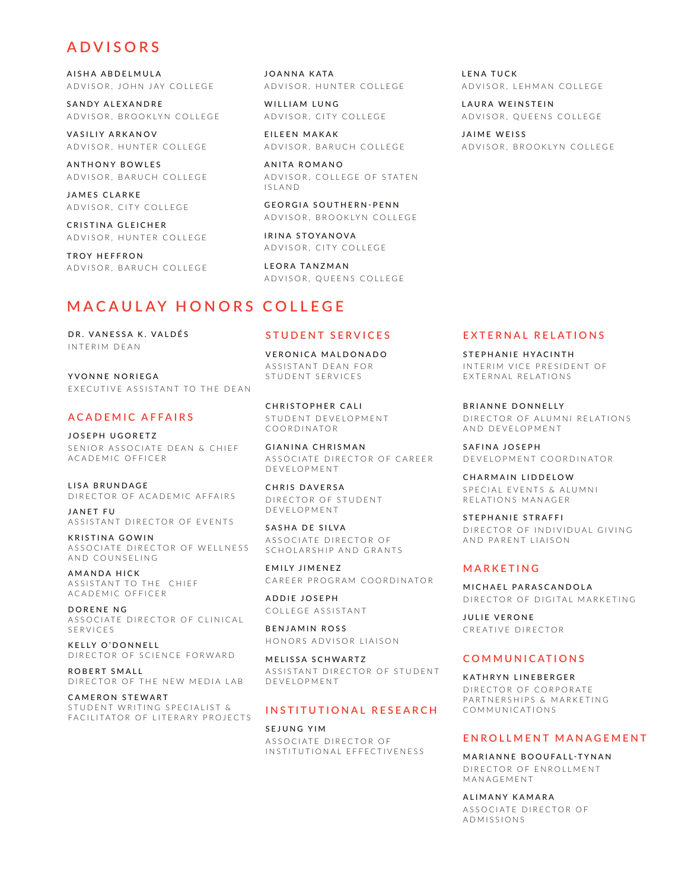## ADVISORS

**AISHA ABDELMULA**
ADVISOR, JOHN JAY COLLEGE

**SANDY ALEXANDRE**
ADVISOR, BROOKLYN COLLEGE

**VASILIY ARKANOV**
ADVISOR, HUNTER COLLEGE

**ANTHONY BOWLES**
ADVISOR, BARUCH COLLEGE

**JAMES CLARKE**
ADVISOR, CITY COLLEGE

**CRISTINA GLEICHER**
ADVISOR, HUNTER COLLEGE

**TROY HEFFRON**
ADVISOR, BARUCH COLLEGE

**JOANNA KATA**
ADVISOR, HUNTER COLLEGE

**WILLIAM LUNG**
ADVISOR, CITY COLLEGE

**EILEEN MAKAK**
ADVISOR, BARUCH COLLEGE

**ANITA ROMANO**
ADVISOR, COLLEGE OF STATEN ISLAND

**GEORGIA SOUTHERN-PENN**
ADVISOR, BROOKLYN COLLEGE

**IRINA STOYANOVA**
ADVISOR, CITY COLLEGE

**LEORA TANZMAN**
ADVISOR, QUEENS COLLEGE

**LENA TUCK**
ADVISOR, LEHMAN COLLEGE

**LAURA WEINSTEIN**
ADVISOR, QUEENS COLLEGE

**JAIME WEISS**
ADVISOR, BROOKLYN COLLEGE

## MACAULAY HONORS COLLEGE

**DR. VANESSA K. VALDÉS**
INTERIM DEAN

**YVONNE NORIEGA**
EXECUTIVE ASSISTANT TO THE DEAN

### ACADEMIC AFFAIRS

**JOSEPH UGORETZ**
SENIOR ASSOCIATE DEAN & CHIEF ACADEMIC OFFICER

**LISA BRUNDAGE**
DIRECTOR OF ACADEMIC AFFAIRS

**JANET FU**
ASSISTANT DIRECTOR OF EVENTS

**KRISTINA GOWIN**
ASSOCIATE DIRECTOR OF WELLNESS AND COUNSELING

**AMANDA HICK**
ASSISTANT TO THE CHIEF ACADEMIC OFFICER

**DORENE NG**
ASSOCIATE DIRECTOR OF CLINICAL SERVICES

**KELLY O'DONNELL**
DIRECTOR OF SCIENCE FORWARD

**ROBERT SMALL**
DIRECTOR OF THE NEW MEDIA LAB

**CAMERON STEWART**
STUDENT WRITING SPECIALIST & FACILITATOR OF LITERARY PROJECTS

### STUDENT SERVICES

**VERONICA MALDONADO**
ASSISTANT DEAN FOR STUDENT SERVICES

**CHRISTOPHER CALI**
STUDENT DEVELOPMENT COORDINATOR

**GIANINA CHRISMAN**
ASSOCIATE DIRECTOR OF CAREER DEVELOPMENT

**CHRIS DAVERSA**
DIRECTOR OF STUDENT DEVELOPMENT

**SASHA DE SILVA**
ASSOCIATE DIRECTOR OF SCHOLARSHIP AND GRANTS

**EMILY JIMENEZ**
CAREER PROGRAM COORDINATOR

**ADDIE JOSEPH**
COLLEGE ASSISTANT

**BENJAMIN ROSS**
HONORS ADVISOR LIAISON

**MELISSA SCHWARTZ**
ASSISTANT DIRECTOR OF STUDENT DEVELOPMENT

### INSTITUTIONAL RESEARCH

**SEJUNG YIM**
ASSOCIATE DIRECTOR OF INSTITUTIONAL EFFECTIVENESS

### EXTERNAL RELATIONS

**STEPHANIE HYACINTH**
INTERIM VICE PRESIDENT OF EXTERNAL RELATIONS

**BRIANNE DONNELLY**
DIRECTOR OF ALUMNI RELATIONS AND DEVELOPMENT

**SAFINA JOSEPH**
DEVELOPMENT COORDINATOR

**CHARMAIN LIDDELOW**
SPECIAL EVENTS & ALUMNI RELATIONS MANAGER

**STEPHANIE STRAFFI**
DIRECTOR OF INDIVIDUAL GIVING AND PARENT LIAISON

### MARKETING

**MICHAEL PARASCANDOLA**
DIRECTOR OF DIGITAL MARKETING

**JULIE VERONE**
CREATIVE DIRECTOR

### COMMUNICATIONS

**KATHRYN LINEBERGER**
DIRECTOR OF CORPORATE PARTNERSHIPS & MARKETING COMMUNICATIONS

### ENROLLMENT MANAGEMENT

**MARIANNE BOOUFALL-TYNAN**
DIRECTOR OF ENROLLMENT MANAGEMENT

**ALIMANY KAMARA**
ASSOCIATE DIRECTOR OF ADMISSIONS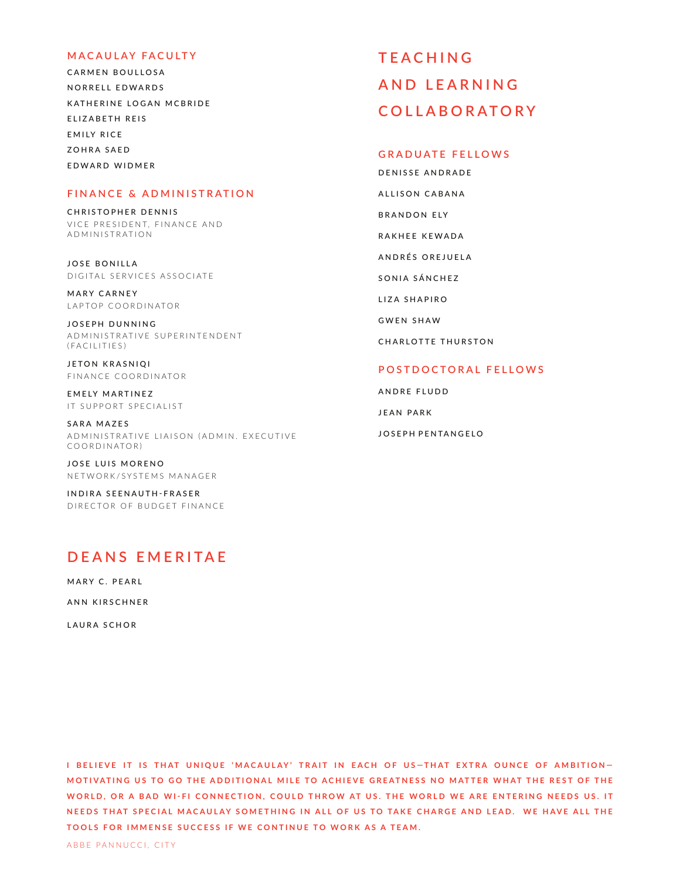## MACAULAY FACULTY

CARMEN BOULLOSA

NORRELL EDWARDS

KATHERINE LOGAN MCBRIDE

ELIZABETH REIS

EMILY RICE

ZOHRA SAED

EDWARD WIDMER

## FINANCE & ADMINISTRATION

CHRISTOPHER DENNIS
VICE PRESIDENT, FINANCE AND ADMINISTRATION

JOSE BONILLA
DIGITAL SERVICES ASSOCIATE

MARY CARNEY
LAPTOP COORDINATOR

JOSEPH DUNNING
ADMINISTRATIVE SUPERINTENDENT (FACILITIES)

JETON KRASNIQI
FINANCE COORDINATOR

EMELY MARTINEZ
IT SUPPORT SPECIALIST

SARA MAZES
ADMINISTRATIVE LIAISON (ADMIN. EXECUTIVE COORDINATOR)

JOSE LUIS MORENO
NETWORK/SYSTEMS MANAGER

INDIRA SEENAUTH-FRASER
DIRECTOR OF BUDGET FINANCE

# DEANS EMERITAE

MARY C. PEARL

ANN KIRSCHNER

LAURA SCHOR

# TEACHING AND LEARNING COLLABORATORY

## GRADUATE FELLOWS

DENISSE ANDRADE

ALLISON CABANA

BRANDON ELY

RAKHEE KEWADA

ANDRÉS OREJUELA

SONIA SÁNCHEZ

LIZA SHAPIRO

GWEN SHAW

CHARLOTTE THURSTON

## POSTDOCTORAL FELLOWS

ANDRE FLUDD

JEAN PARK

JOSEPH PENTANGELO

**I BELIEVE IT IS THAT UNIQUE 'MACAULAY' TRAIT IN EACH OF US—THAT EXTRA OUNCE OF AMBITION—MOTIVATING US TO GO THE ADDITIONAL MILE TO ACHIEVE GREATNESS NO MATTER WHAT THE REST OF THE WORLD, OR A BAD WI-FI CONNECTION, COULD THROW AT US. THE WORLD WE ARE ENTERING NEEDS US. IT NEEDS THAT SPECIAL MACAULAY SOMETHING IN ALL OF US TO TAKE CHARGE AND LEAD. WE HAVE ALL THE TOOLS FOR IMMENSE SUCCESS IF WE CONTINUE TO WORK AS A TEAM.**

ABBE PANNUCCI, CITY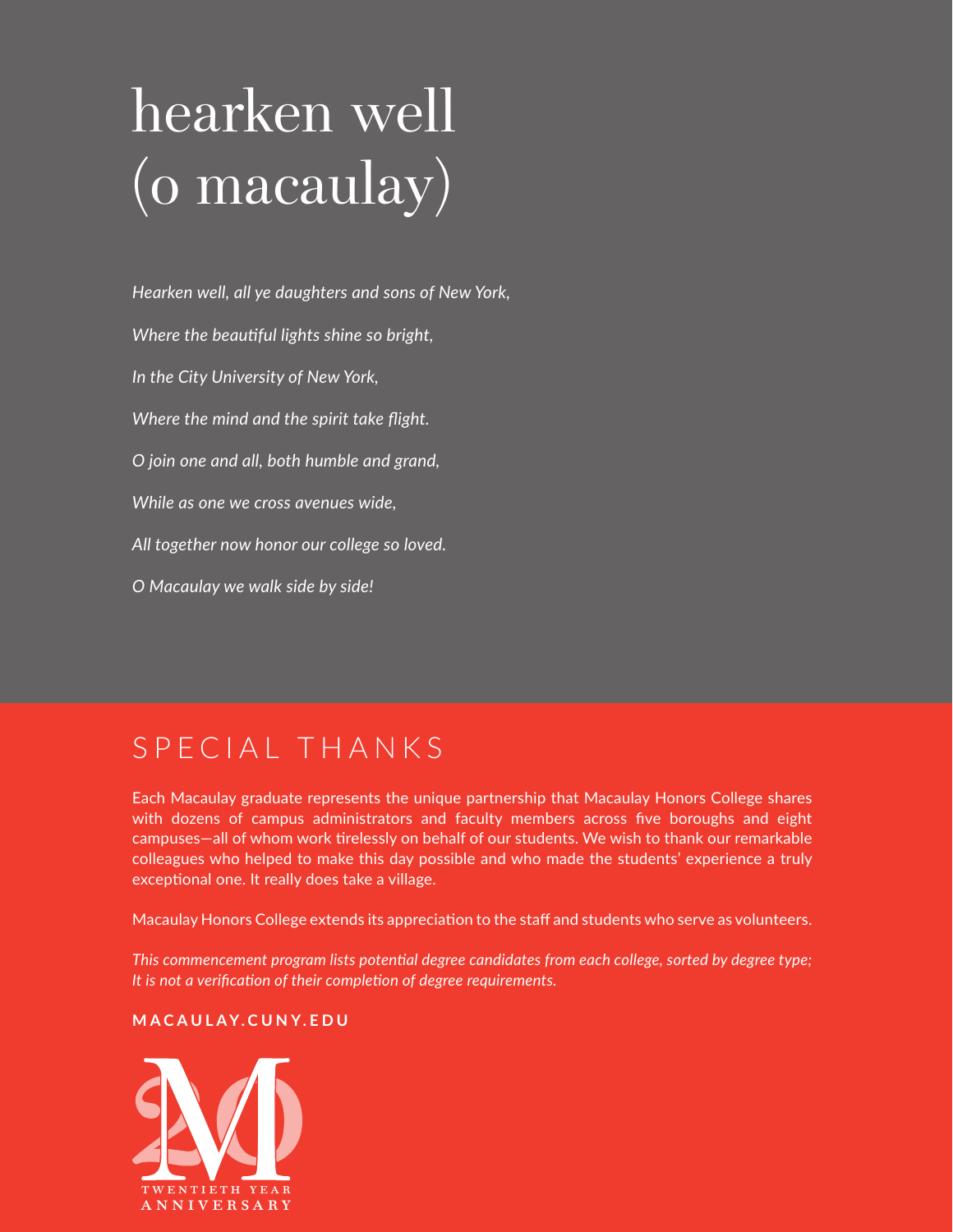# hearken well (o macaulay)

*Hearken well, all ye daughters and sons of New York,*

*Where the beautiful lights shine so bright,*

*In the City University of New York,*

*Where the mind and the spirit take flight.*

*O join one and all, both humble and grand,*

*While as one we cross avenues wide,*

*All together now honor our college so loved.*

*O Macaulay we walk side by side!*

## SPECIAL THANKS

Each Macaulay graduate represents the unique partnership that Macaulay Honors College shares with dozens of campus administrators and faculty members across five boroughs and eight campuses—all of whom work tirelessly on behalf of our students. We wish to thank our remarkable colleagues who helped to make this day possible and who made the students' experience a truly exceptional one. It really does take a village.

Macaulay Honors College extends its appreciation to the staff and students who serve as volunteers.

*This commencement program lists potential degree candidates from each college, sorted by degree type; It is not a verification of their completion of degree requirements.*

**MACAULAY.CUNY.EDU**

TWENTIETH YEAR
ANNIVERSARY